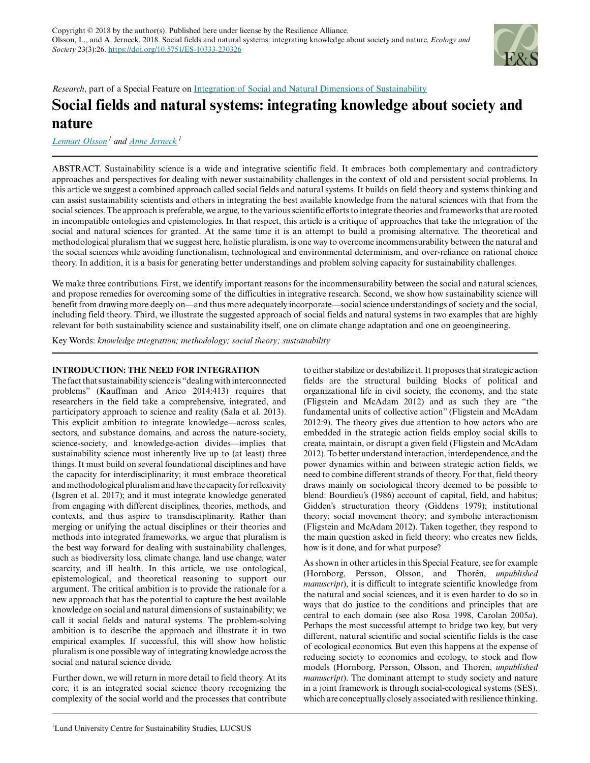Copyright © 2018 by the author(s). Published here under license by the Resilience Alliance.
Olsson, L., and A. Jerneck. 2018. Social fields and natural systems: integrating knowledge about society and nature. *Ecology and Society* 23(3):26. https://doi.org/10.5751/ES-10333-230326

*Research*, part of a Special Feature on Integration of Social and Natural Dimensions of Sustainability

# Social fields and natural systems: integrating knowledge about society and nature

*Lennart Olsson*[1] *and Anne Jerneck*[1]

ABSTRACT. Sustainability science is a wide and integrative scientific field. It embraces both complementary and contradictory approaches and perspectives for dealing with newer sustainability challenges in the context of old and persistent social problems. In this article we suggest a combined approach called social fields and natural systems. It builds on field theory and systems thinking and can assist sustainability scientists and others in integrating the best available knowledge from the natural sciences with that from the social sciences. The approach is preferable, we argue, to the various scientific efforts to integrate theories and frameworks that are rooted in incompatible ontologies and epistemologies. In that respect, this article is a critique of approaches that take the integration of the social and natural sciences for granted. At the same time it is an attempt to build a promising alternative. The theoretical and methodological pluralism that we suggest here, holistic pluralism, is one way to overcome incommensurability between the natural and the social sciences while avoiding functionalism, technological and environmental determinism, and over-reliance on rational choice theory. In addition, it is a basis for generating better understandings and problem solving capacity for sustainability challenges.

We make three contributions. First, we identify important reasons for the incommensurability between the social and natural sciences, and propose remedies for overcoming some of the difficulties in integrative research. Second, we show how sustainability science will benefit from drawing more deeply on—and thus more adequately incorporate—social science understandings of society and the social, including field theory. Third, we illustrate the suggested approach of social fields and natural systems in two examples that are highly relevant for both sustainability science and sustainability itself, one on climate change adaptation and one on geoengineering.

Key Words: *knowledge integration; methodology; social theory; sustainability*

## INTRODUCTION: THE NEED FOR INTEGRATION

The fact that sustainability science is "dealing with interconnected problems" (Kauffman and Arico 2014:413) requires that researchers in the field take a comprehensive, integrated, and participatory approach to science and reality (Sala et al. 2013). This explicit ambition to integrate knowledge—across scales, sectors, and substance domains, and across the nature-society, science-society, and knowledge-action divides—implies that sustainability science must inherently live up to (at least) three things. It must build on several foundational disciplines and have the capacity for interdisciplinarity; it must embrace theoretical and methodological pluralism and have the capacity for reflexivity (Isgren et al. 2017); and it must integrate knowledge generated from engaging with different disciplines, theories, methods, and contexts, and thus aspire to transdisciplinarity. Rather than merging or unifying the actual disciplines or their theories and methods into integrated frameworks, we argue that pluralism is the best way forward for dealing with sustainability challenges, such as biodiversity loss, climate change, land use change, water scarcity, and ill health. In this article, we use ontological, epistemological, and theoretical reasoning to support our argument. The critical ambition is to provide the rationale for a new approach that has the potential to capture the best available knowledge on social and natural dimensions of sustainability; we call it social fields and natural systems. The problem-solving ambition is to describe the approach and illustrate it in two empirical examples. If successful, this will show how holistic pluralism is one possible way of integrating knowledge across the social and natural science divide.

Further down, we will return in more detail to field theory. At its core, it is an integrated social science theory recognizing the complexity of the social world and the processes that contribute to either stabilize or destabilize it. It proposes that strategic action fields are the structural building blocks of political and organizational life in civil society, the economy, and the state (Fligstein and McAdam 2012) and as such they are "the fundamental units of collective action" (Fligstein and McAdam 2012:9). The theory gives due attention to how actors who are embedded in the strategic action fields employ social skills to create, maintain, or disrupt a given field (Fligstein and McAdam 2012). To better understand interaction, interdependence, and the power dynamics within and between strategic action fields, we need to combine different strands of theory. For that, field theory draws mainly on sociological theory deemed to be possible to blend: Bourdieu's (1986) account of capital, field, and habitus; Gidden's structuration theory (Giddens 1979); institutional theory; social movement theory; and symbolic interactionism (Fligstein and McAdam 2012). Taken together, they respond to the main question asked in field theory: who creates new fields, how is it done, and for what purpose?

As shown in other articles in this Special Feature, see for example (Hornborg, Persson, Olsson, and Thorén, *unpublished manuscript*), it is difficult to integrate scientific knowledge from the natural and social sciences, and it is even harder to do so in ways that do justice to the conditions and principles that are central to each domain (see also Rosa 1998, Carolan 2005*a*). Perhaps the most successful attempt to bridge two key, but very different, natural scientific and social scientific fields is the case of ecological economics. But even this happens at the expense of reducing society to economics and ecology, to stock and flow models (Hornborg, Persson, Olsson, and Thorén, *unpublished manuscript*). The dominant attempt to study society and nature in a joint framework is through social-ecological systems (SES), which are conceptually closely associated with resilience thinking.

[1]Lund University Centre for Sustainability Studies, LUCSUS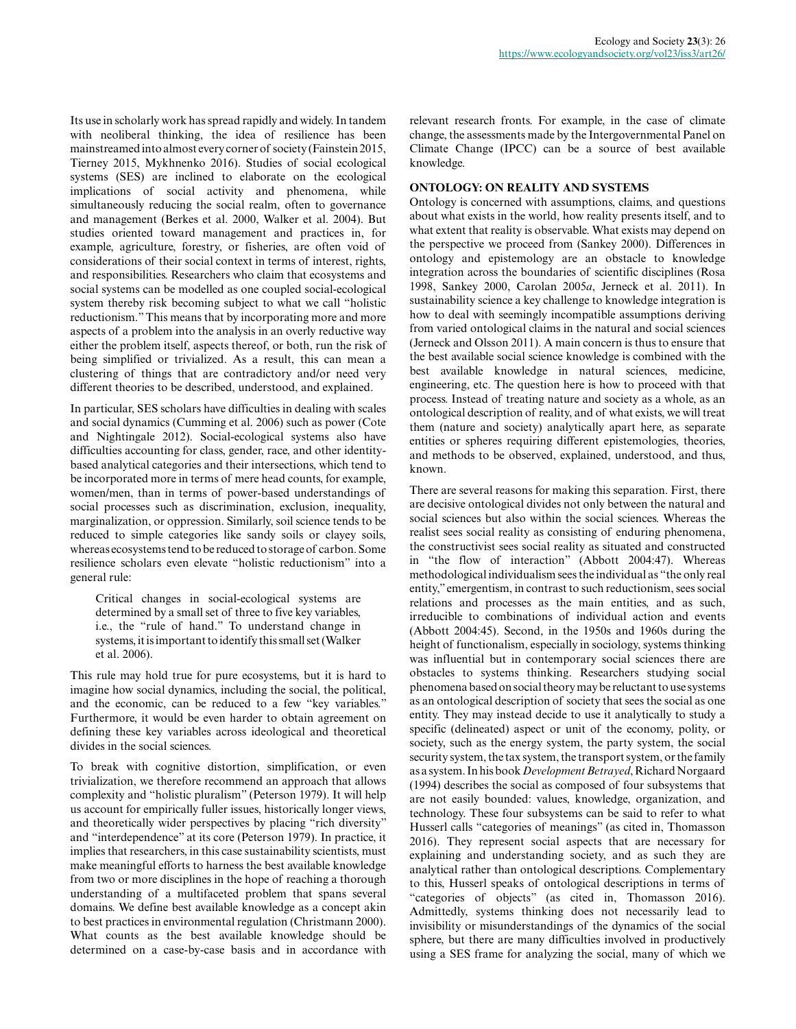Its use in scholarly work has spread rapidly and widely. In tandem with neoliberal thinking, the idea of resilience has been mainstreamed into almost every corner of society (Fainstein 2015, Tierney 2015, Mykhnenko 2016). Studies of social ecological systems (SES) are inclined to elaborate on the ecological implications of social activity and phenomena, while simultaneously reducing the social realm, often to governance and management (Berkes et al. 2000, Walker et al. 2004). But studies oriented toward management and practices in, for example, agriculture, forestry, or fisheries, are often void of considerations of their social context in terms of interest, rights, and responsibilities. Researchers who claim that ecosystems and social systems can be modelled as one coupled social-ecological system thereby risk becoming subject to what we call "holistic reductionism." This means that by incorporating more and more aspects of a problem into the analysis in an overly reductive way either the problem itself, aspects thereof, or both, run the risk of being simplified or trivialized. As a result, this can mean a clustering of things that are contradictory and/or need very different theories to be described, understood, and explained.

In particular, SES scholars have difficulties in dealing with scales and social dynamics (Cumming et al. 2006) such as power (Cote and Nightingale 2012). Social-ecological systems also have difficulties accounting for class, gender, race, and other identity-based analytical categories and their intersections, which tend to be incorporated more in terms of mere head counts, for example, women/men, than in terms of power-based understandings of social processes such as discrimination, exclusion, inequality, marginalization, or oppression. Similarly, soil science tends to be reduced to simple categories like sandy soils or clayey soils, whereas ecosystems tend to be reduced to storage of carbon. Some resilience scholars even elevate "holistic reductionism" into a general rule:

> Critical changes in social-ecological systems are determined by a small set of three to five key variables, i.e., the "rule of hand." To understand change in systems, it is important to identify this small set (Walker et al. 2006).

This rule may hold true for pure ecosystems, but it is hard to imagine how social dynamics, including the social, the political, and the economic, can be reduced to a few "key variables." Furthermore, it would be even harder to obtain agreement on defining these key variables across ideological and theoretical divides in the social sciences.

To break with cognitive distortion, simplification, or even trivialization, we therefore recommend an approach that allows complexity and "holistic pluralism" (Peterson 1979). It will help us account for empirically fuller issues, historically longer views, and theoretically wider perspectives by placing "rich diversity" and "interdependence" at its core (Peterson 1979). In practice, it implies that researchers, in this case sustainability scientists, must make meaningful efforts to harness the best available knowledge from two or more disciplines in the hope of reaching a thorough understanding of a multifaceted problem that spans several domains. We define best available knowledge as a concept akin to best practices in environmental regulation (Christmann 2000). What counts as the best available knowledge should be determined on a case-by-case basis and in accordance with relevant research fronts. For example, in the case of climate change, the assessments made by the Intergovernmental Panel on Climate Change (IPCC) can be a source of best available knowledge.

## ONTOLOGY: ON REALITY AND SYSTEMS

Ontology is concerned with assumptions, claims, and questions about what exists in the world, how reality presents itself, and to what extent that reality is observable. What exists may depend on the perspective we proceed from (Sankey 2000). Differences in ontology and epistemology are an obstacle to knowledge integration across the boundaries of scientific disciplines (Rosa 1998, Sankey 2000, Carolan 2005*a*, Jerneck et al. 2011). In sustainability science a key challenge to knowledge integration is how to deal with seemingly incompatible assumptions deriving from varied ontological claims in the natural and social sciences (Jerneck and Olsson 2011). A main concern is thus to ensure that the best available social science knowledge is combined with the best available knowledge in natural sciences, medicine, engineering, etc. The question here is how to proceed with that process. Instead of treating nature and society as a whole, as an ontological description of reality, and of what exists, we will treat them (nature and society) analytically apart here, as separate entities or spheres requiring different epistemologies, theories, and methods to be observed, explained, understood, and thus, known.

There are several reasons for making this separation. First, there are decisive ontological divides not only between the natural and social sciences but also within the social sciences. Whereas the realist sees social reality as consisting of enduring phenomena, the constructivist sees social reality as situated and constructed in "the flow of interaction" (Abbott 2004:47). Whereas methodological individualism sees the individual as "the only real entity," emergentism, in contrast to such reductionism, sees social relations and processes as the main entities, and as such, irreducible to combinations of individual action and events (Abbott 2004:45). Second, in the 1950s and 1960s during the height of functionalism, especially in sociology, systems thinking was influential but in contemporary social sciences there are obstacles to systems thinking. Researchers studying social phenomena based on social theory may be reluctant to use systems as an ontological description of society that sees the social as one entity. They may instead decide to use it analytically to study a specific (delineated) aspect or unit of the economy, polity, or society, such as the energy system, the party system, the social security system, the tax system, the transport system, or the family as a system. In his book *Development Betrayed*, Richard Norgaard (1994) describes the social as composed of four subsystems that are not easily bounded: values, knowledge, organization, and technology. These four subsystems can be said to refer to what Husserl calls "categories of meanings" (as cited in, Thomasson 2016). They represent social aspects that are necessary for explaining and understanding society, and as such they are analytical rather than ontological descriptions. Complementary to this, Husserl speaks of ontological descriptions in terms of "categories of objects" (as cited in, Thomasson 2016). Admittedly, systems thinking does not necessarily lead to invisibility or misunderstandings of the dynamics of the social sphere, but there are many difficulties involved in productively using a SES frame for analyzing the social, many of which we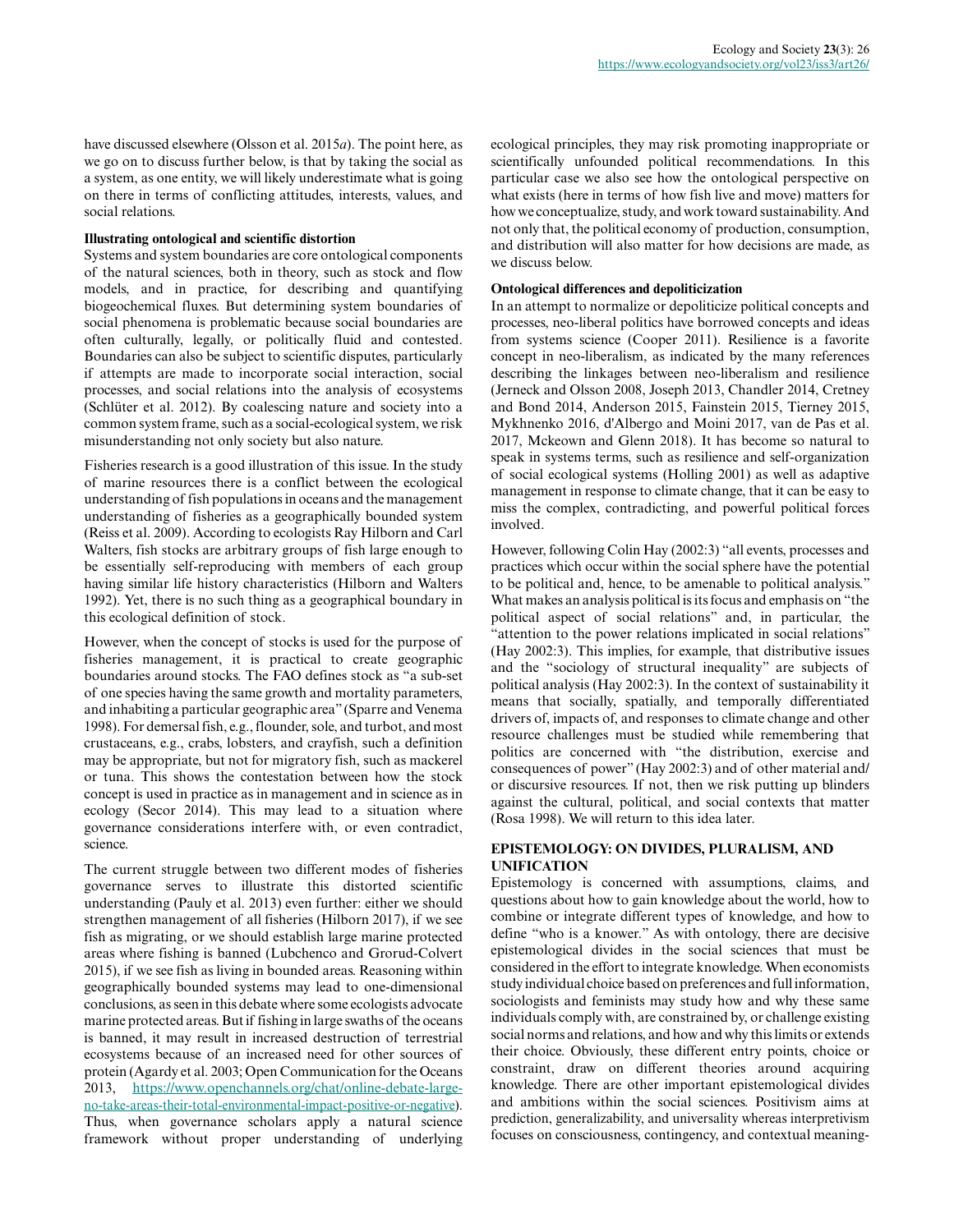have discussed elsewhere (Olsson et al. 2015*a*). The point here, as we go on to discuss further below, is that by taking the social as a system, as one entity, we will likely underestimate what is going on there in terms of conflicting attitudes, interests, values, and social relations.

### Illustrating ontological and scientific distortion

Systems and system boundaries are core ontological components of the natural sciences, both in theory, such as stock and flow models, and in practice, for describing and quantifying biogeochemical fluxes. But determining system boundaries of social phenomena is problematic because social boundaries are often culturally, legally, or politically fluid and contested. Boundaries can also be subject to scientific disputes, particularly if attempts are made to incorporate social interaction, social processes, and social relations into the analysis of ecosystems (Schlüter et al. 2012). By coalescing nature and society into a common system frame, such as a social-ecological system, we risk misunderstanding not only society but also nature.

Fisheries research is a good illustration of this issue. In the study of marine resources there is a conflict between the ecological understanding of fish populations in oceans and the management understanding of fisheries as a geographically bounded system (Reiss et al. 2009). According to ecologists Ray Hilborn and Carl Walters, fish stocks are arbitrary groups of fish large enough to be essentially self-reproducing with members of each group having similar life history characteristics (Hilborn and Walters 1992). Yet, there is no such thing as a geographical boundary in this ecological definition of stock.

However, when the concept of stocks is used for the purpose of fisheries management, it is practical to create geographic boundaries around stocks. The FAO defines stock as "a sub-set of one species having the same growth and mortality parameters, and inhabiting a particular geographic area" (Sparre and Venema 1998). For demersal fish, e.g., flounder, sole, and turbot, and most crustaceans, e.g., crabs, lobsters, and crayfish, such a definition may be appropriate, but not for migratory fish, such as mackerel or tuna. This shows the contestation between how the stock concept is used in practice as in management and in science as in ecology (Secor 2014). This may lead to a situation where governance considerations interfere with, or even contradict, science.

The current struggle between two different modes of fisheries governance serves to illustrate this distorted scientific understanding (Pauly et al. 2013) even further: either we should strengthen management of all fisheries (Hilborn 2017), if we see fish as migrating, or we should establish large marine protected areas where fishing is banned (Lubchenco and Grorud-Colvert 2015), if we see fish as living in bounded areas. Reasoning within geographically bounded systems may lead to one-dimensional conclusions, as seen in this debate where some ecologists advocate marine protected areas. But if fishing in large swaths of the oceans is banned, it may result in increased destruction of terrestrial ecosystems because of an increased need for other sources of protein (Agardy et al. 2003; Open Communication for the Oceans 2013, https://www.openchannels.org/chat/online-debate-large-no-take-areas-their-total-environmental-impact-positive-or-negative). Thus, when governance scholars apply a natural science framework without proper understanding of underlying ecological principles, they may risk promoting inappropriate or scientifically unfounded political recommendations. In this particular case we also see how the ontological perspective on what exists (here in terms of how fish live and move) matters for how we conceptualize, study, and work toward sustainability. And not only that, the political economy of production, consumption, and distribution will also matter for how decisions are made, as we discuss below.

### Ontological differences and depoliticization

In an attempt to normalize or depoliticize political concepts and processes, neo-liberal politics have borrowed concepts and ideas from systems science (Cooper 2011). Resilience is a favorite concept in neo-liberalism, as indicated by the many references describing the linkages between neo-liberalism and resilience (Jerneck and Olsson 2008, Joseph 2013, Chandler 2014, Cretney and Bond 2014, Anderson 2015, Fainstein 2015, Tierney 2015, Mykhnenko 2016, d'Albergo and Moini 2017, van de Pas et al. 2017, Mckeown and Glenn 2018). It has become so natural to speak in systems terms, such as resilience and self-organization of social ecological systems (Holling 2001) as well as adaptive management in response to climate change, that it can be easy to miss the complex, contradicting, and powerful political forces involved.

However, following Colin Hay (2002:3) "all events, processes and practices which occur within the social sphere have the potential to be political and, hence, to be amenable to political analysis." What makes an analysis political is its focus and emphasis on "the political aspect of social relations" and, in particular, the "attention to the power relations implicated in social relations" (Hay 2002:3). This implies, for example, that distributive issues and the "sociology of structural inequality" are subjects of political analysis (Hay 2002:3). In the context of sustainability it means that socially, spatially, and temporally differentiated drivers of, impacts of, and responses to climate change and other resource challenges must be studied while remembering that politics are concerned with "the distribution, exercise and consequences of power" (Hay 2002:3) and of other material and/or discursive resources. If not, then we risk putting up blinders against the cultural, political, and social contexts that matter (Rosa 1998). We will return to this idea later.

## EPISTEMOLOGY: ON DIVIDES, PLURALISM, AND UNIFICATION

Epistemology is concerned with assumptions, claims, and questions about how to gain knowledge about the world, how to combine or integrate different types of knowledge, and how to define "who is a knower." As with ontology, there are decisive epistemological divides in the social sciences that must be considered in the effort to integrate knowledge. When economists study individual choice based on preferences and full information, sociologists and feminists may study how and why these same individuals comply with, are constrained by, or challenge existing social norms and relations, and how and why this limits or extends their choice. Obviously, these different entry points, choice or constraint, draw on different theories around acquiring knowledge. There are other important epistemological divides and ambitions within the social sciences. Positivism aims at prediction, generalizability, and universality whereas interpretivism focuses on consciousness, contingency, and contextual meaning-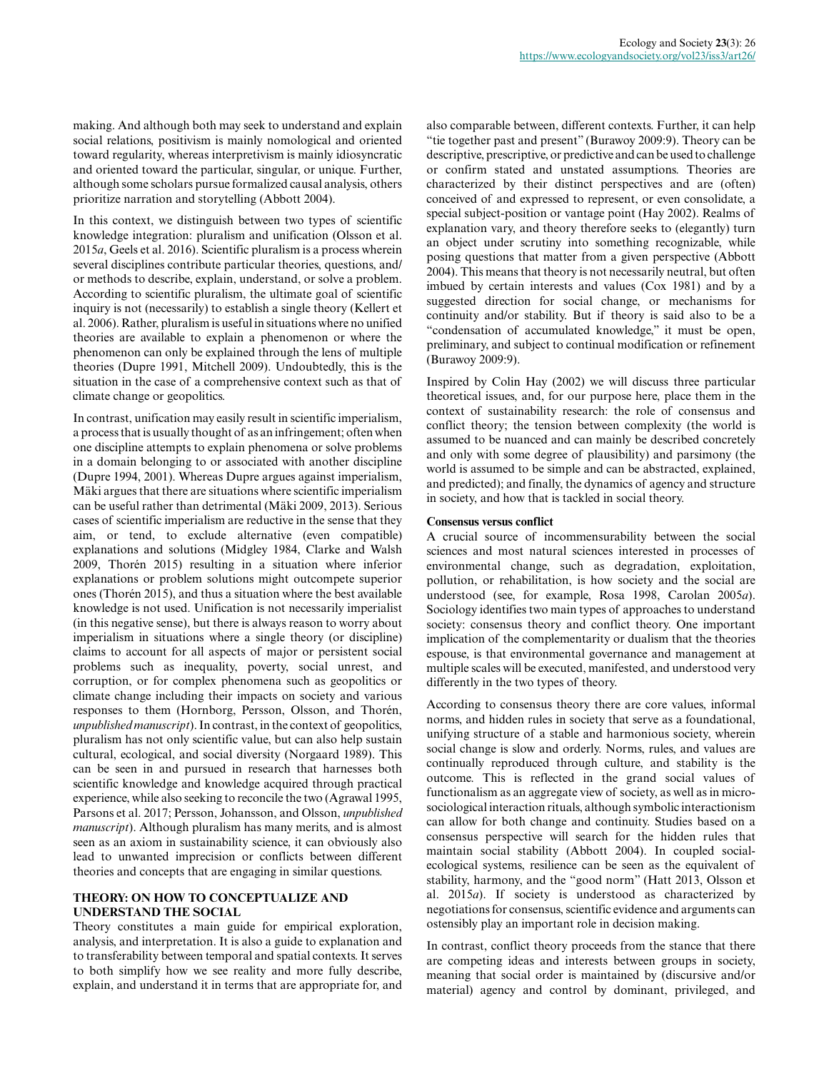making. And although both may seek to understand and explain social relations, positivism is mainly nomological and oriented toward regularity, whereas interpretivism is mainly idiosyncratic and oriented toward the particular, singular, or unique. Further, although some scholars pursue formalized causal analysis, others prioritize narration and storytelling (Abbott 2004).

In this context, we distinguish between two types of scientific knowledge integration: pluralism and unification (Olsson et al. 2015*a*, Geels et al. 2016). Scientific pluralism is a process wherein several disciplines contribute particular theories, questions, and/or methods to describe, explain, understand, or solve a problem. According to scientific pluralism, the ultimate goal of scientific inquiry is not (necessarily) to establish a single theory (Kellert et al. 2006). Rather, pluralism is useful in situations where no unified theories are available to explain a phenomenon or where the phenomenon can only be explained through the lens of multiple theories (Dupre 1991, Mitchell 2009). Undoubtedly, this is the situation in the case of a comprehensive context such as that of climate change or geopolitics.

In contrast, unification may easily result in scientific imperialism, a process that is usually thought of as an infringement; often when one discipline attempts to explain phenomena or solve problems in a domain belonging to or associated with another discipline (Dupre 1994, 2001). Whereas Dupre argues against imperialism, Mäki argues that there are situations where scientific imperialism can be useful rather than detrimental (Mäki 2009, 2013). Serious cases of scientific imperialism are reductive in the sense that they aim, or tend, to exclude alternative (even compatible) explanations and solutions (Midgley 1984, Clarke and Walsh 2009, Thorén 2015) resulting in a situation where inferior explanations or problem solutions might outcompete superior ones (Thorén 2015), and thus a situation where the best available knowledge is not used. Unification is not necessarily imperialist (in this negative sense), but there is always reason to worry about imperialism in situations where a single theory (or discipline) claims to account for all aspects of major or persistent social problems such as inequality, poverty, social unrest, and corruption, or for complex phenomena such as geopolitics or climate change including their impacts on society and various responses to them (Hornborg, Persson, Olsson, and Thorén, *unpublished manuscript*). In contrast, in the context of geopolitics, pluralism has not only scientific value, but can also help sustain cultural, ecological, and social diversity (Norgaard 1989). This can be seen in and pursued in research that harnesses both scientific knowledge and knowledge acquired through practical experience, while also seeking to reconcile the two (Agrawal 1995, Parsons et al. 2017; Persson, Johansson, and Olsson, *unpublished manuscript*). Although pluralism has many merits, and is almost seen as an axiom in sustainability science, it can obviously also lead to unwanted imprecision or conflicts between different theories and concepts that are engaging in similar questions.

## THEORY: ON HOW TO CONCEPTUALIZE AND UNDERSTAND THE SOCIAL

Theory constitutes a main guide for empirical exploration, analysis, and interpretation. It is also a guide to explanation and to transferability between temporal and spatial contexts. It serves to both simplify how we see reality and more fully describe, explain, and understand it in terms that are appropriate for, and also comparable between, different contexts. Further, it can help "tie together past and present" (Burawoy 2009:9). Theory can be descriptive, prescriptive, or predictive and can be used to challenge or confirm stated and unstated assumptions. Theories are characterized by their distinct perspectives and are (often) conceived of and expressed to represent, or even consolidate, a special subject-position or vantage point (Hay 2002). Realms of explanation vary, and theory therefore seeks to (elegantly) turn an object under scrutiny into something recognizable, while posing questions that matter from a given perspective (Abbott 2004). This means that theory is not necessarily neutral, but often imbued by certain interests and values (Cox 1981) and by a suggested direction for social change, or mechanisms for continuity and/or stability. But if theory is said also to be a "condensation of accumulated knowledge," it must be open, preliminary, and subject to continual modification or refinement (Burawoy 2009:9).

Inspired by Colin Hay (2002) we will discuss three particular theoretical issues, and, for our purpose here, place them in the context of sustainability research: the role of consensus and conflict theory; the tension between complexity (the world is assumed to be nuanced and can mainly be described concretely and only with some degree of plausibility) and parsimony (the world is assumed to be simple and can be abstracted, explained, and predicted); and finally, the dynamics of agency and structure in society, and how that is tackled in social theory.

### Consensus versus conflict

A crucial source of incommensurability between the social sciences and most natural sciences interested in processes of environmental change, such as degradation, exploitation, pollution, or rehabilitation, is how society and the social are understood (see, for example, Rosa 1998, Carolan 2005*a*). Sociology identifies two main types of approaches to understand society: consensus theory and conflict theory. One important implication of the complementarity or dualism that the theories espouse, is that environmental governance and management at multiple scales will be executed, manifested, and understood very differently in the two types of theory.

According to consensus theory there are core values, informal norms, and hidden rules in society that serve as a foundational, unifying structure of a stable and harmonious society, wherein social change is slow and orderly. Norms, rules, and values are continually reproduced through culture, and stability is the outcome. This is reflected in the grand social values of functionalism as an aggregate view of society, as well as in micro-sociological interaction rituals, although symbolic interactionism can allow for both change and continuity. Studies based on a consensus perspective will search for the hidden rules that maintain social stability (Abbott 2004). In coupled social-ecological systems, resilience can be seen as the equivalent of stability, harmony, and the "good norm" (Hatt 2013, Olsson et al. 2015*a*). If society is understood as characterized by negotiations for consensus, scientific evidence and arguments can ostensibly play an important role in decision making.

In contrast, conflict theory proceeds from the stance that there are competing ideas and interests between groups in society, meaning that social order is maintained by (discursive and/or material) agency and control by dominant, privileged, and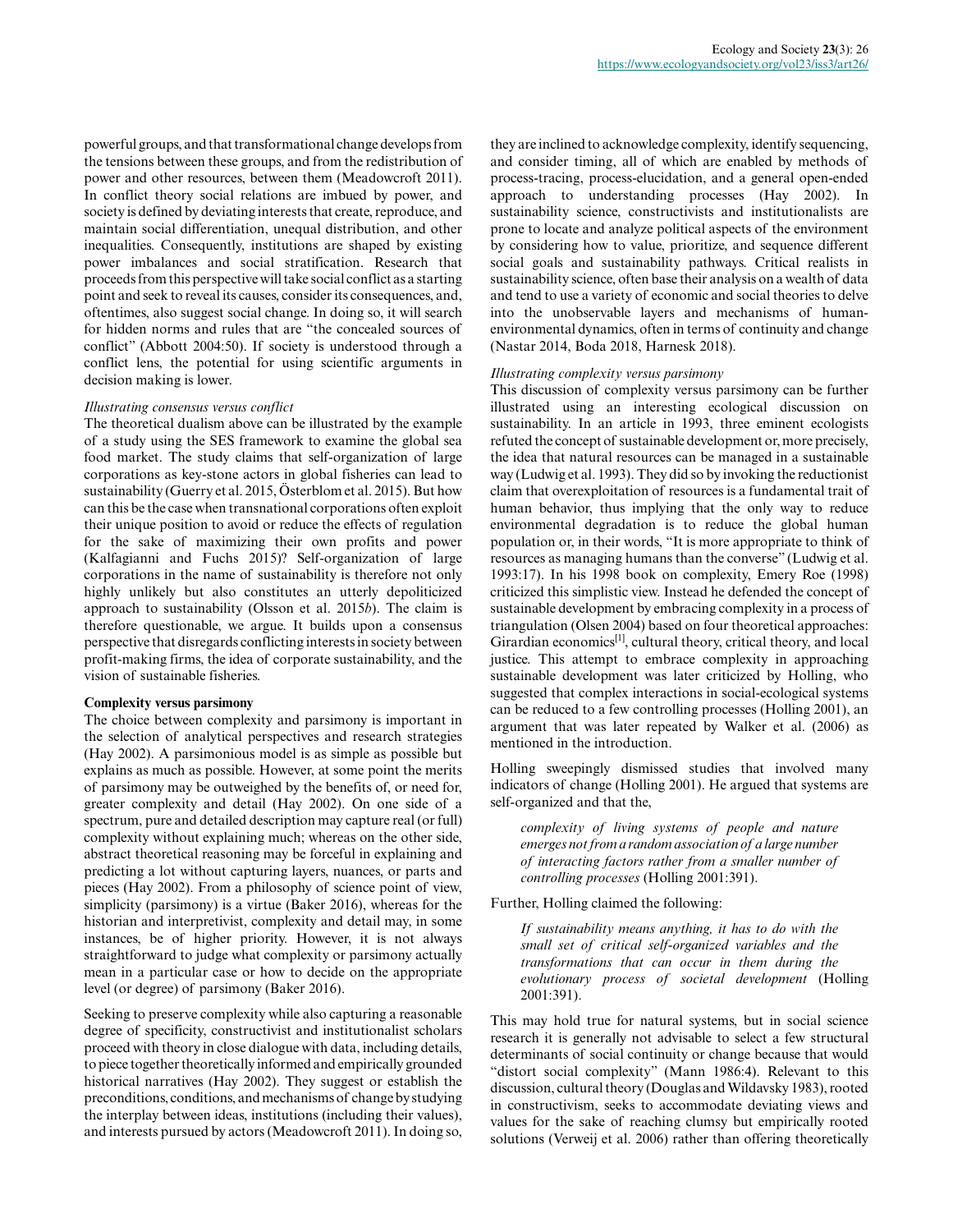powerful groups, and that transformational change develops from the tensions between these groups, and from the redistribution of power and other resources, between them (Meadowcroft 2011). In conflict theory social relations are imbued by power, and society is defined by deviating interests that create, reproduce, and maintain social differentiation, unequal distribution, and other inequalities. Consequently, institutions are shaped by existing power imbalances and social stratification. Research that proceeds from this perspective will take social conflict as a starting point and seek to reveal its causes, consider its consequences, and, oftentimes, also suggest social change. In doing so, it will search for hidden norms and rules that are "the concealed sources of conflict" (Abbott 2004:50). If society is understood through a conflict lens, the potential for using scientific arguments in decision making is lower.

*Illustrating consensus versus conflict*

The theoretical dualism above can be illustrated by the example of a study using the SES framework to examine the global sea food market. The study claims that self-organization of large corporations as key-stone actors in global fisheries can lead to sustainability (Guerry et al. 2015, Österblom et al. 2015). But how can this be the case when transnational corporations often exploit their unique position to avoid or reduce the effects of regulation for the sake of maximizing their own profits and power (Kalfagianni and Fuchs 2015)? Self-organization of large corporations in the name of sustainability is therefore not only highly unlikely but also constitutes an utterly depoliticized approach to sustainability (Olsson et al. 2015*b*). The claim is therefore questionable, we argue. It builds upon a consensus perspective that disregards conflicting interests in society between profit-making firms, the idea of corporate sustainability, and the vision of sustainable fisheries.

**Complexity versus parsimony**

The choice between complexity and parsimony is important in the selection of analytical perspectives and research strategies (Hay 2002). A parsimonious model is as simple as possible but explains as much as possible. However, at some point the merits of parsimony may be outweighed by the benefits of, or need for, greater complexity and detail (Hay 2002). On one side of a spectrum, pure and detailed description may capture real (or full) complexity without explaining much; whereas on the other side, abstract theoretical reasoning may be forceful in explaining and predicting a lot without capturing layers, nuances, or parts and pieces (Hay 2002). From a philosophy of science point of view, simplicity (parsimony) is a virtue (Baker 2016), whereas for the historian and interpretivist, complexity and detail may, in some instances, be of higher priority. However, it is not always straightforward to judge what complexity or parsimony actually mean in a particular case or how to decide on the appropriate level (or degree) of parsimony (Baker 2016).

Seeking to preserve complexity while also capturing a reasonable degree of specificity, constructivist and institutionalist scholars proceed with theory in close dialogue with data, including details, to piece together theoretically informed and empirically grounded historical narratives (Hay 2002). They suggest or establish the preconditions, conditions, and mechanisms of change by studying the interplay between ideas, institutions (including their values), and interests pursued by actors (Meadowcroft 2011). In doing so, they are inclined to acknowledge complexity, identify sequencing, and consider timing, all of which are enabled by methods of process-tracing, process-elucidation, and a general open-ended approach to understanding processes (Hay 2002). In sustainability science, constructivists and institutionalists are prone to locate and analyze political aspects of the environment by considering how to value, prioritize, and sequence different social goals and sustainability pathways. Critical realists in sustainability science, often base their analysis on a wealth of data and tend to use a variety of economic and social theories to delve into the unobservable layers and mechanisms of human-environmental dynamics, often in terms of continuity and change (Nastar 2014, Boda 2018, Harnesk 2018).

*Illustrating complexity versus parsimony*

This discussion of complexity versus parsimony can be further illustrated using an interesting ecological discussion on sustainability. In an article in 1993, three eminent ecologists refuted the concept of sustainable development or, more precisely, the idea that natural resources can be managed in a sustainable way (Ludwig et al. 1993). They did so by invoking the reductionist claim that overexploitation of resources is a fundamental trait of human behavior, thus implying that the only way to reduce environmental degradation is to reduce the global human population or, in their words, "It is more appropriate to think of resources as managing humans than the converse" (Ludwig et al. 1993:17). In his 1998 book on complexity, Emery Roe (1998) criticized this simplistic view. Instead he defended the concept of sustainable development by embracing complexity in a process of triangulation (Olsen 2004) based on four theoretical approaches: Girardian economics[1], cultural theory, critical theory, and local justice. This attempt to embrace complexity in approaching sustainable development was later criticized by Holling, who suggested that complex interactions in social-ecological systems can be reduced to a few controlling processes (Holling 2001), an argument that was later repeated by Walker et al. (2006) as mentioned in the introduction.

Holling sweepingly dismissed studies that involved many indicators of change (Holling 2001). He argued that systems are self-organized and that the,

> *complexity of living systems of people and nature emerges not from a random association of a large number of interacting factors rather from a smaller number of controlling processes* (Holling 2001:391).

Further, Holling claimed the following:

> *If sustainability means anything, it has to do with the small set of critical self-organized variables and the transformations that can occur in them during the evolutionary process of societal development* (Holling 2001:391).

This may hold true for natural systems, but in social science research it is generally not advisable to select a few structural determinants of social continuity or change because that would "distort social complexity" (Mann 1986:4). Relevant to this discussion, cultural theory (Douglas and Wildavsky 1983), rooted in constructivism, seeks to accommodate deviating views and values for the sake of reaching clumsy but empirically rooted solutions (Verweij et al. 2006) rather than offering theoretically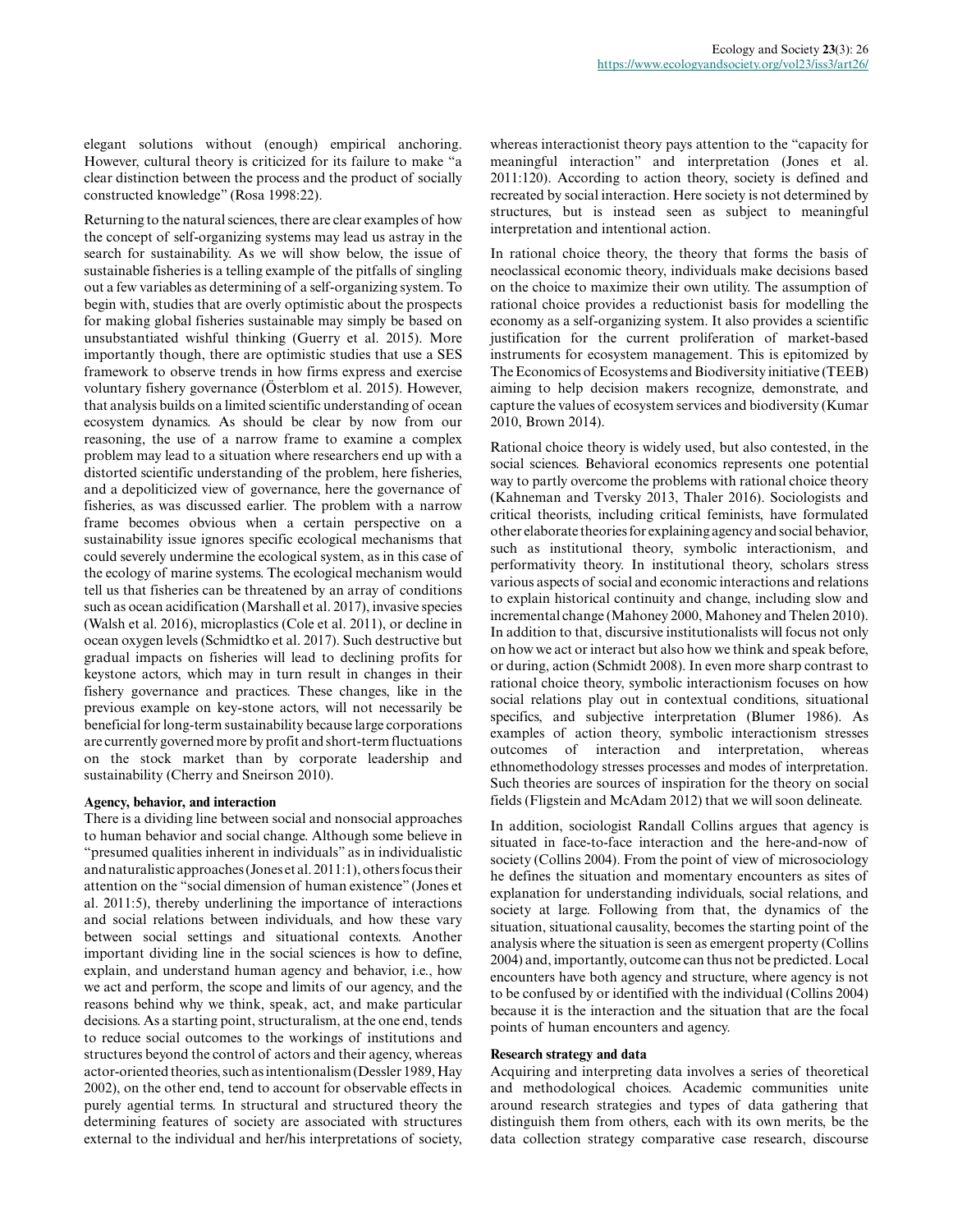elegant solutions without (enough) empirical anchoring. However, cultural theory is criticized for its failure to make "a clear distinction between the process and the product of socially constructed knowledge" (Rosa 1998:22).

Returning to the natural sciences, there are clear examples of how the concept of self-organizing systems may lead us astray in the search for sustainability. As we will show below, the issue of sustainable fisheries is a telling example of the pitfalls of singling out a few variables as determining of a self-organizing system. To begin with, studies that are overly optimistic about the prospects for making global fisheries sustainable may simply be based on unsubstantiated wishful thinking (Guerry et al. 2015). More importantly though, there are optimistic studies that use a SES framework to observe trends in how firms express and exercise voluntary fishery governance (Österblom et al. 2015). However, that analysis builds on a limited scientific understanding of ocean ecosystem dynamics. As should be clear by now from our reasoning, the use of a narrow frame to examine a complex problem may lead to a situation where researchers end up with a distorted scientific understanding of the problem, here fisheries, and a depoliticized view of governance, here the governance of fisheries, as was discussed earlier. The problem with a narrow frame becomes obvious when a certain perspective on a sustainability issue ignores specific ecological mechanisms that could severely undermine the ecological system, as in this case of the ecology of marine systems. The ecological mechanism would tell us that fisheries can be threatened by an array of conditions such as ocean acidification (Marshall et al. 2017), invasive species (Walsh et al. 2016), microplastics (Cole et al. 2011), or decline in ocean oxygen levels (Schmidtko et al. 2017). Such destructive but gradual impacts on fisheries will lead to declining profits for keystone actors, which may in turn result in changes in their fishery governance and practices. These changes, like in the previous example on key-stone actors, will not necessarily be beneficial for long-term sustainability because large corporations are currently governed more by profit and short-term fluctuations on the stock market than by corporate leadership and sustainability (Cherry and Sneirson 2010).

### Agency, behavior, and interaction

There is a dividing line between social and nonsocial approaches to human behavior and social change. Although some believe in "presumed qualities inherent in individuals" as in individualistic and naturalistic approaches (Jones et al. 2011:1), others focus their attention on the "social dimension of human existence" (Jones et al. 2011:5), thereby underlining the importance of interactions and social relations between individuals, and how these vary between social settings and situational contexts. Another important dividing line in the social sciences is how to define, explain, and understand human agency and behavior, i.e., how we act and perform, the scope and limits of our agency, and the reasons behind why we think, speak, act, and make particular decisions. As a starting point, structuralism, at the one end, tends to reduce social outcomes to the workings of institutions and structures beyond the control of actors and their agency, whereas actor-oriented theories, such as intentionalism (Dessler 1989, Hay 2002), on the other end, tend to account for observable effects in purely agential terms. In structural and structured theory the determining features of society are associated with structures external to the individual and her/his interpretations of society, whereas interactionist theory pays attention to the "capacity for meaningful interaction" and interpretation (Jones et al. 2011:120). According to action theory, society is defined and recreated by social interaction. Here society is not determined by structures, but is instead seen as subject to meaningful interpretation and intentional action.

In rational choice theory, the theory that forms the basis of neoclassical economic theory, individuals make decisions based on the choice to maximize their own utility. The assumption of rational choice provides a reductionist basis for modelling the economy as a self-organizing system. It also provides a scientific justification for the current proliferation of market-based instruments for ecosystem management. This is epitomized by The Economics of Ecosystems and Biodiversity initiative (TEEB) aiming to help decision makers recognize, demonstrate, and capture the values of ecosystem services and biodiversity (Kumar 2010, Brown 2014).

Rational choice theory is widely used, but also contested, in the social sciences. Behavioral economics represents one potential way to partly overcome the problems with rational choice theory (Kahneman and Tversky 2013, Thaler 2016). Sociologists and critical theorists, including critical feminists, have formulated other elaborate theories for explaining agency and social behavior, such as institutional theory, symbolic interactionism, and performativity theory. In institutional theory, scholars stress various aspects of social and economic interactions and relations to explain historical continuity and change, including slow and incremental change (Mahoney 2000, Mahoney and Thelen 2010). In addition to that, discursive institutionalists will focus not only on how we act or interact but also how we think and speak before, or during, action (Schmidt 2008). In even more sharp contrast to rational choice theory, symbolic interactionism focuses on how social relations play out in contextual conditions, situational specifics, and subjective interpretation (Blumer 1986). As examples of action theory, symbolic interactionism stresses outcomes of interaction and interpretation, whereas ethnomethodology stresses processes and modes of interpretation. Such theories are sources of inspiration for the theory on social fields (Fligstein and McAdam 2012) that we will soon delineate.

In addition, sociologist Randall Collins argues that agency is situated in face-to-face interaction and the here-and-now of society (Collins 2004). From the point of view of microsociology he defines the situation and momentary encounters as sites of explanation for understanding individuals, social relations, and society at large. Following from that, the dynamics of the situation, situational causality, becomes the starting point of the analysis where the situation is seen as emergent property (Collins 2004) and, importantly, outcome can thus not be predicted. Local encounters have both agency and structure, where agency is not to be confused by or identified with the individual (Collins 2004) because it is the interaction and the situation that are the focal points of human encounters and agency.

### Research strategy and data

Acquiring and interpreting data involves a series of theoretical and methodological choices. Academic communities unite around research strategies and types of data gathering that distinguish them from others, each with its own merits, be the data collection strategy comparative case research, discourse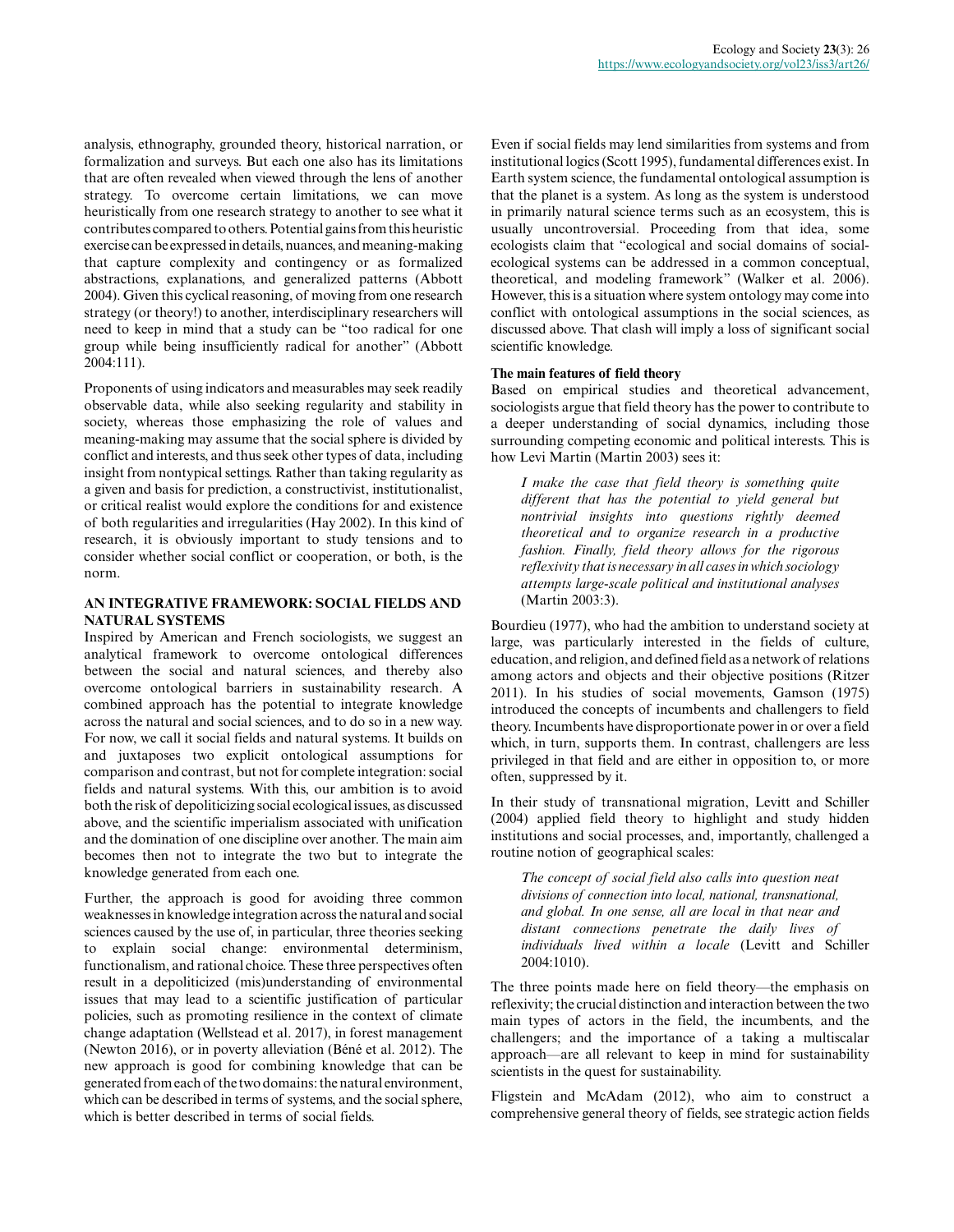analysis, ethnography, grounded theory, historical narration, or formalization and surveys. But each one also has its limitations that are often revealed when viewed through the lens of another strategy. To overcome certain limitations, we can move heuristically from one research strategy to another to see what it contributes compared to others. Potential gains from this heuristic exercise can be expressed in details, nuances, and meaning-making that capture complexity and contingency or as formalized abstractions, explanations, and generalized patterns (Abbott 2004). Given this cyclical reasoning, of moving from one research strategy (or theory!) to another, interdisciplinary researchers will need to keep in mind that a study can be "too radical for one group while being insufficiently radical for another" (Abbott 2004:111).

Proponents of using indicators and measurables may seek readily observable data, while also seeking regularity and stability in society, whereas those emphasizing the role of values and meaning-making may assume that the social sphere is divided by conflict and interests, and thus seek other types of data, including insight from nontypical settings. Rather than taking regularity as a given and basis for prediction, a constructivist, institutionalist, or critical realist would explore the conditions for and existence of both regularities and irregularities (Hay 2002). In this kind of research, it is obviously important to study tensions and to consider whether social conflict or cooperation, or both, is the norm.

## AN INTEGRATIVE FRAMEWORK: SOCIAL FIELDS AND NATURAL SYSTEMS

Inspired by American and French sociologists, we suggest an analytical framework to overcome ontological differences between the social and natural sciences, and thereby also overcome ontological barriers in sustainability research. A combined approach has the potential to integrate knowledge across the natural and social sciences, and to do so in a new way. For now, we call it social fields and natural systems. It builds on and juxtaposes two explicit ontological assumptions for comparison and contrast, but not for complete integration: social fields and natural systems. With this, our ambition is to avoid both the risk of depoliticizing social ecological issues, as discussed above, and the scientific imperialism associated with unification and the domination of one discipline over another. The main aim becomes then not to integrate the two but to integrate the knowledge generated from each one.

Further, the approach is good for avoiding three common weaknesses in knowledge integration across the natural and social sciences caused by the use of, in particular, three theories seeking to explain social change: environmental determinism, functionalism, and rational choice. These three perspectives often result in a depoliticized (mis)understanding of environmental issues that may lead to a scientific justification of particular policies, such as promoting resilience in the context of climate change adaptation (Wellstead et al. 2017), in forest management (Newton 2016), or in poverty alleviation (Béné et al. 2012). The new approach is good for combining knowledge that can be generated from each of the two domains: the natural environment, which can be described in terms of systems, and the social sphere, which is better described in terms of social fields.

Even if social fields may lend similarities from systems and from institutional logics (Scott 1995), fundamental differences exist. In Earth system science, the fundamental ontological assumption is that the planet is a system. As long as the system is understood in primarily natural science terms such as an ecosystem, this is usually uncontroversial. Proceeding from that idea, some ecologists claim that "ecological and social domains of social-ecological systems can be addressed in a common conceptual, theoretical, and modeling framework" (Walker et al. 2006). However, this is a situation where system ontology may come into conflict with ontological assumptions in the social sciences, as discussed above. That clash will imply a loss of significant social scientific knowledge.

### The main features of field theory

Based on empirical studies and theoretical advancement, sociologists argue that field theory has the power to contribute to a deeper understanding of social dynamics, including those surrounding competing economic and political interests. This is how Levi Martin (Martin 2003) sees it:

> *I make the case that field theory is something quite different that has the potential to yield general but nontrivial insights into questions rightly deemed theoretical and to organize research in a productive fashion. Finally, field theory allows for the rigorous reflexivity that is necessary in all cases in which sociology attempts large-scale political and institutional analyses* (Martin 2003:3).

Bourdieu (1977), who had the ambition to understand society at large, was particularly interested in the fields of culture, education, and religion, and defined field as a network of relations among actors and objects and their objective positions (Ritzer 2011). In his studies of social movements, Gamson (1975) introduced the concepts of incumbents and challengers to field theory. Incumbents have disproportionate power in or over a field which, in turn, supports them. In contrast, challengers are less privileged in that field and are either in opposition to, or more often, suppressed by it.

In their study of transnational migration, Levitt and Schiller (2004) applied field theory to highlight and study hidden institutions and social processes, and, importantly, challenged a routine notion of geographical scales:

> *The concept of social field also calls into question neat divisions of connection into local, national, transnational, and global. In one sense, all are local in that near and distant connections penetrate the daily lives of individuals lived within a locale* (Levitt and Schiller 2004:1010).

The three points made here on field theory—the emphasis on reflexivity; the crucial distinction and interaction between the two main types of actors in the field, the incumbents, and the challengers; and the importance of a taking a multiscalar approach—are all relevant to keep in mind for sustainability scientists in the quest for sustainability.

Fligstein and McAdam (2012), who aim to construct a comprehensive general theory of fields, see strategic action fields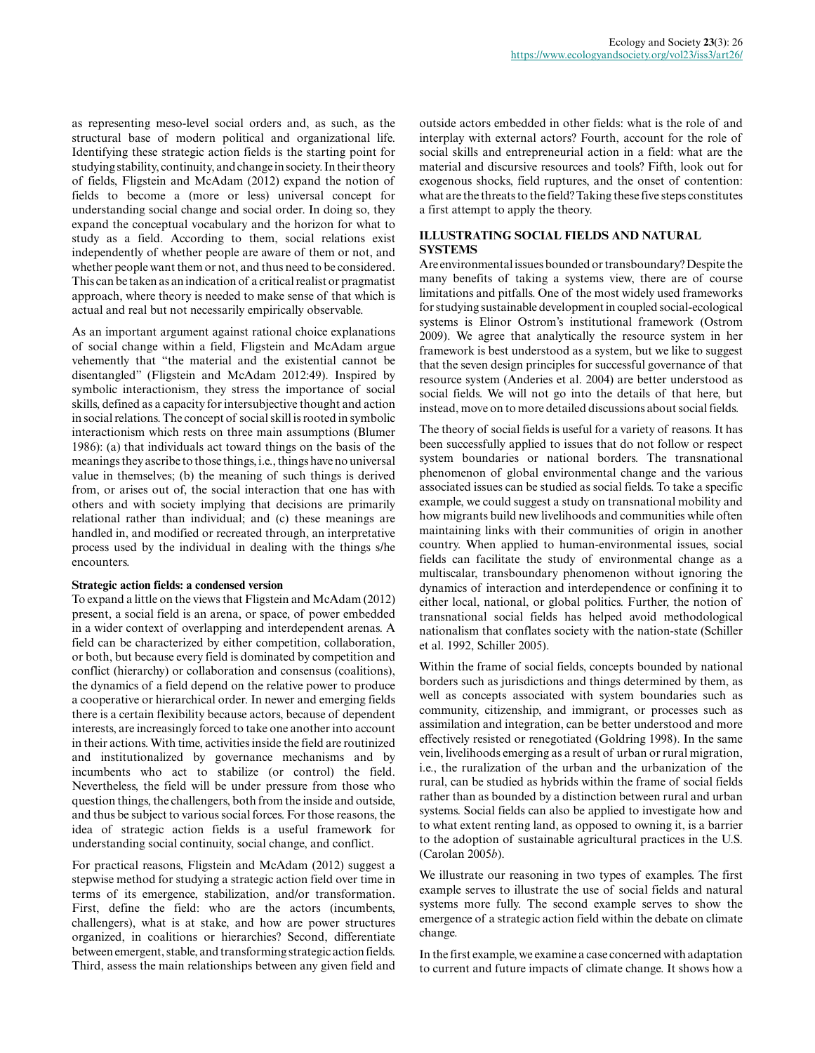as representing meso-level social orders and, as such, as the structural base of modern political and organizational life. Identifying these strategic action fields is the starting point for studying stability, continuity, and change in society. In their theory of fields, Fligstein and McAdam (2012) expand the notion of fields to become a (more or less) universal concept for understanding social change and social order. In doing so, they expand the conceptual vocabulary and the horizon for what to study as a field. According to them, social relations exist independently of whether people are aware of them or not, and whether people want them or not, and thus need to be considered. This can be taken as an indication of a critical realist or pragmatist approach, where theory is needed to make sense of that which is actual and real but not necessarily empirically observable.

As an important argument against rational choice explanations of social change within a field, Fligstein and McAdam argue vehemently that "the material and the existential cannot be disentangled" (Fligstein and McAdam 2012:49). Inspired by symbolic interactionism, they stress the importance of social skills, defined as a capacity for intersubjective thought and action in social relations. The concept of social skill is rooted in symbolic interactionism which rests on three main assumptions (Blumer 1986): (a) that individuals act toward things on the basis of the meanings they ascribe to those things, i.e., things have no universal value in themselves; (b) the meaning of such things is derived from, or arises out of, the social interaction that one has with others and with society implying that decisions are primarily relational rather than individual; and (c) these meanings are handled in, and modified or recreated through, an interpretative process used by the individual in dealing with the things s/he encounters.

### Strategic action fields: a condensed version

To expand a little on the views that Fligstein and McAdam (2012) present, a social field is an arena, or space, of power embedded in a wider context of overlapping and interdependent arenas. A field can be characterized by either competition, collaboration, or both, but because every field is dominated by competition and conflict (hierarchy) or collaboration and consensus (coalitions), the dynamics of a field depend on the relative power to produce a cooperative or hierarchical order. In newer and emerging fields there is a certain flexibility because actors, because of dependent interests, are increasingly forced to take one another into account in their actions. With time, activities inside the field are routinized and institutionalized by governance mechanisms and by incumbents who act to stabilize (or control) the field. Nevertheless, the field will be under pressure from those who question things, the challengers, both from the inside and outside, and thus be subject to various social forces. For those reasons, the idea of strategic action fields is a useful framework for understanding social continuity, social change, and conflict.

For practical reasons, Fligstein and McAdam (2012) suggest a stepwise method for studying a strategic action field over time in terms of its emergence, stabilization, and/or transformation. First, define the field: who are the actors (incumbents, challengers), what is at stake, and how are power structures organized, in coalitions or hierarchies? Second, differentiate between emergent, stable, and transforming strategic action fields. Third, assess the main relationships between any given field and outside actors embedded in other fields: what is the role of and interplay with external actors? Fourth, account for the role of social skills and entrepreneurial action in a field: what are the material and discursive resources and tools? Fifth, look out for exogenous shocks, field ruptures, and the onset of contention: what are the threats to the field? Taking these five steps constitutes a first attempt to apply the theory.

## ILLUSTRATING SOCIAL FIELDS AND NATURAL SYSTEMS

Are environmental issues bounded or transboundary? Despite the many benefits of taking a systems view, there are of course limitations and pitfalls. One of the most widely used frameworks for studying sustainable development in coupled social-ecological systems is Elinor Ostrom's institutional framework (Ostrom 2009). We agree that analytically the resource system in her framework is best understood as a system, but we like to suggest that the seven design principles for successful governance of that resource system (Anderies et al. 2004) are better understood as social fields. We will not go into the details of that here, but instead, move on to more detailed discussions about social fields.

The theory of social fields is useful for a variety of reasons. It has been successfully applied to issues that do not follow or respect system boundaries or national borders. The transnational phenomenon of global environmental change and the various associated issues can be studied as social fields. To take a specific example, we could suggest a study on transnational mobility and how migrants build new livelihoods and communities while often maintaining links with their communities of origin in another country. When applied to human-environmental issues, social fields can facilitate the study of environmental change as a multiscalar, transboundary phenomenon without ignoring the dynamics of interaction and interdependence or confining it to either local, national, or global politics. Further, the notion of transnational social fields has helped avoid methodological nationalism that conflates society with the nation-state (Schiller et al. 1992, Schiller 2005).

Within the frame of social fields, concepts bounded by national borders such as jurisdictions and things determined by them, as well as concepts associated with system boundaries such as community, citizenship, and immigrant, or processes such as assimilation and integration, can be better understood and more effectively resisted or renegotiated (Goldring 1998). In the same vein, livelihoods emerging as a result of urban or rural migration, i.e., the ruralization of the urban and the urbanization of the rural, can be studied as hybrids within the frame of social fields rather than as bounded by a distinction between rural and urban systems. Social fields can also be applied to investigate how and to what extent renting land, as opposed to owning it, is a barrier to the adoption of sustainable agricultural practices in the U.S. (Carolan 2005*b*).

We illustrate our reasoning in two types of examples. The first example serves to illustrate the use of social fields and natural systems more fully. The second example serves to show the emergence of a strategic action field within the debate on climate change.

In the first example, we examine a case concerned with adaptation to current and future impacts of climate change. It shows how a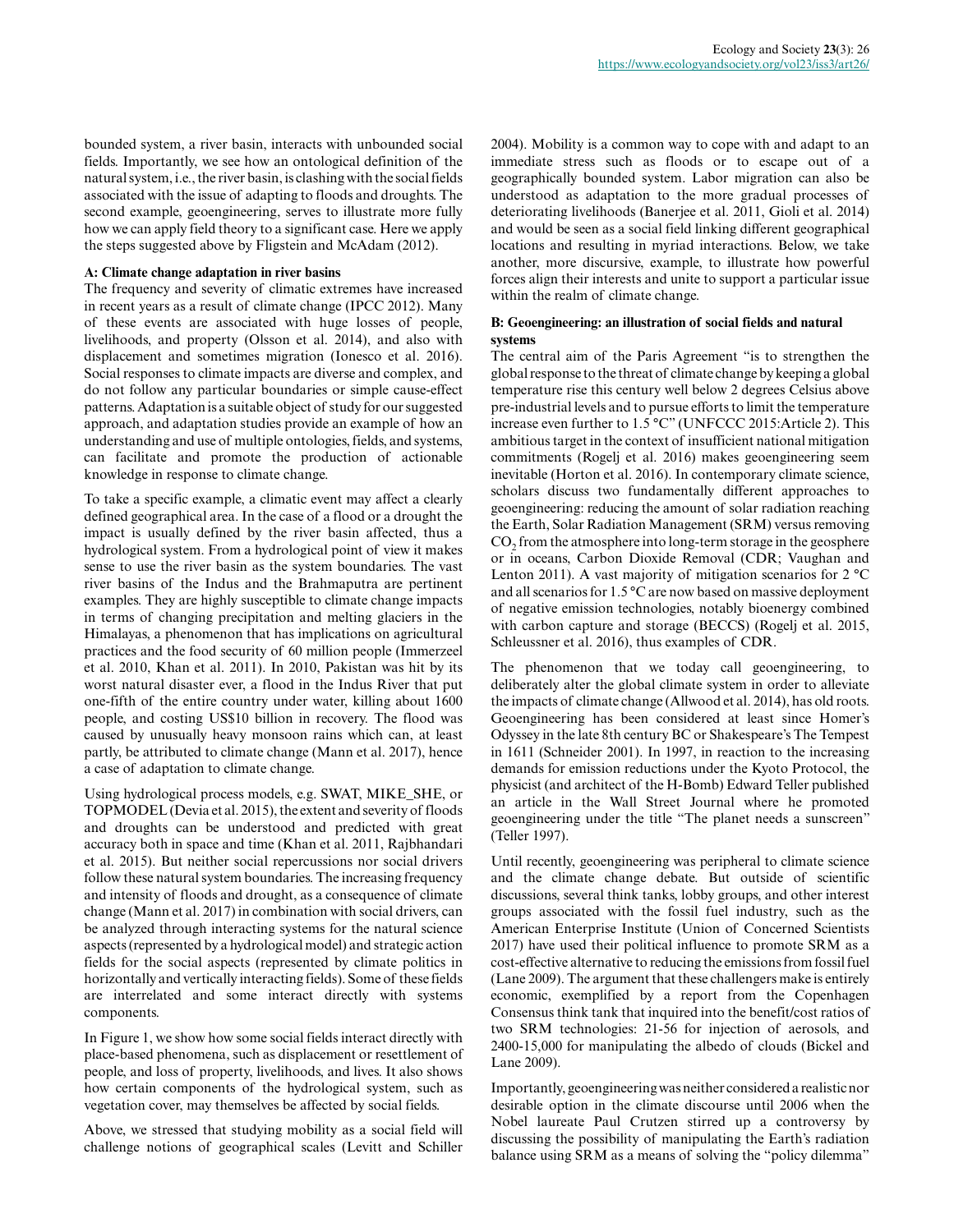bounded system, a river basin, interacts with unbounded social fields. Importantly, we see how an ontological definition of the natural system, i.e., the river basin, is clashing with the social fields associated with the issue of adapting to floods and droughts. The second example, geoengineering, serves to illustrate more fully how we can apply field theory to a significant case. Here we apply the steps suggested above by Fligstein and McAdam (2012).

**A: Climate change adaptation in river basins**

The frequency and severity of climatic extremes have increased in recent years as a result of climate change (IPCC 2012). Many of these events are associated with huge losses of people, livelihoods, and property (Olsson et al. 2014), and also with displacement and sometimes migration (Ionesco et al. 2016). Social responses to climate impacts are diverse and complex, and do not follow any particular boundaries or simple cause-effect patterns. Adaptation is a suitable object of study for our suggested approach, and adaptation studies provide an example of how an understanding and use of multiple ontologies, fields, and systems, can facilitate and promote the production of actionable knowledge in response to climate change.

To take a specific example, a climatic event may affect a clearly defined geographical area. In the case of a flood or a drought the impact is usually defined by the river basin affected, thus a hydrological system. From a hydrological point of view it makes sense to use the river basin as the system boundaries. The vast river basins of the Indus and the Brahmaputra are pertinent examples. They are highly susceptible to climate change impacts in terms of changing precipitation and melting glaciers in the Himalayas, a phenomenon that has implications on agricultural practices and the food security of 60 million people (Immerzeel et al. 2010, Khan et al. 2011). In 2010, Pakistan was hit by its worst natural disaster ever, a flood in the Indus River that put one-fifth of the entire country under water, killing about 1600 people, and costing US$10 billion in recovery. The flood was caused by unusually heavy monsoon rains which can, at least partly, be attributed to climate change (Mann et al. 2017), hence a case of adaptation to climate change.

Using hydrological process models, e.g. SWAT, MIKE_SHE, or TOPMODEL (Devia et al. 2015), the extent and severity of floods and droughts can be understood and predicted with great accuracy both in space and time (Khan et al. 2011, Rajbhandari et al. 2015). But neither social repercussions nor social drivers follow these natural system boundaries. The increasing frequency and intensity of floods and drought, as a consequence of climate change (Mann et al. 2017) in combination with social drivers, can be analyzed through interacting systems for the natural science aspects (represented by a hydrological model) and strategic action fields for the social aspects (represented by climate politics in horizontally and vertically interacting fields). Some of these fields are interrelated and some interact directly with systems components.

In Figure 1, we show how some social fields interact directly with place-based phenomena, such as displacement or resettlement of people, and loss of property, livelihoods, and lives. It also shows how certain components of the hydrological system, such as vegetation cover, may themselves be affected by social fields.

Above, we stressed that studying mobility as a social field will challenge notions of geographical scales (Levitt and Schiller 2004). Mobility is a common way to cope with and adapt to an immediate stress such as floods or to escape out of a geographically bounded system. Labor migration can also be understood as adaptation to the more gradual processes of deteriorating livelihoods (Banerjee et al. 2011, Gioli et al. 2014) and would be seen as a social field linking different geographical locations and resulting in myriad interactions. Below, we take another, more discursive, example, to illustrate how powerful forces align their interests and unite to support a particular issue within the realm of climate change.

**B: Geoengineering: an illustration of social fields and natural systems**

The central aim of the Paris Agreement "is to strengthen the global response to the threat of climate change by keeping a global temperature rise this century well below 2 degrees Celsius above pre-industrial levels and to pursue efforts to limit the temperature increase even further to 1.5 °C" (UNFCCC 2015:Article 2). This ambitious target in the context of insufficient national mitigation commitments (Rogelj et al. 2016) makes geoengineering seem inevitable (Horton et al. 2016). In contemporary climate science, scholars discuss two fundamentally different approaches to geoengineering: reducing the amount of solar radiation reaching the Earth, Solar Radiation Management (SRM) versus removing $CO_2$ from the atmosphere into long-term storage in the geosphere or in oceans, Carbon Dioxide Removal (CDR; Vaughan and Lenton 2011). A vast majority of mitigation scenarios for 2 °C and all scenarios for 1.5 °C are now based on massive deployment of negative emission technologies, notably bioenergy combined with carbon capture and storage (BECCS) (Rogelj et al. 2015, Schleussner et al. 2016), thus examples of CDR.

The phenomenon that we today call geoengineering, to deliberately alter the global climate system in order to alleviate the impacts of climate change (Allwood et al. 2014), has old roots. Geoengineering has been considered at least since Homer's Odyssey in the late 8th century BC or Shakespeare's The Tempest in 1611 (Schneider 2001). In 1997, in reaction to the increasing demands for emission reductions under the Kyoto Protocol, the physicist (and architect of the H-Bomb) Edward Teller published an article in the Wall Street Journal where he promoted geoengineering under the title "The planet needs a sunscreen" (Teller 1997).

Until recently, geoengineering was peripheral to climate science and the climate change debate. But outside of scientific discussions, several think tanks, lobby groups, and other interest groups associated with the fossil fuel industry, such as the American Enterprise Institute (Union of Concerned Scientists 2017) have used their political influence to promote SRM as a cost-effective alternative to reducing the emissions from fossil fuel (Lane 2009). The argument that these challengers make is entirely economic, exemplified by a report from the Copenhagen Consensus think tank that inquired into the benefit/cost ratios of two SRM technologies: 21-56 for injection of aerosols, and 2400-15,000 for manipulating the albedo of clouds (Bickel and Lane 2009).

Importantly, geoengineering was neither considered a realistic nor desirable option in the climate discourse until 2006 when the Nobel laureate Paul Crutzen stirred up a controversy by discussing the possibility of manipulating the Earth's radiation balance using SRM as a means of solving the "policy dilemma"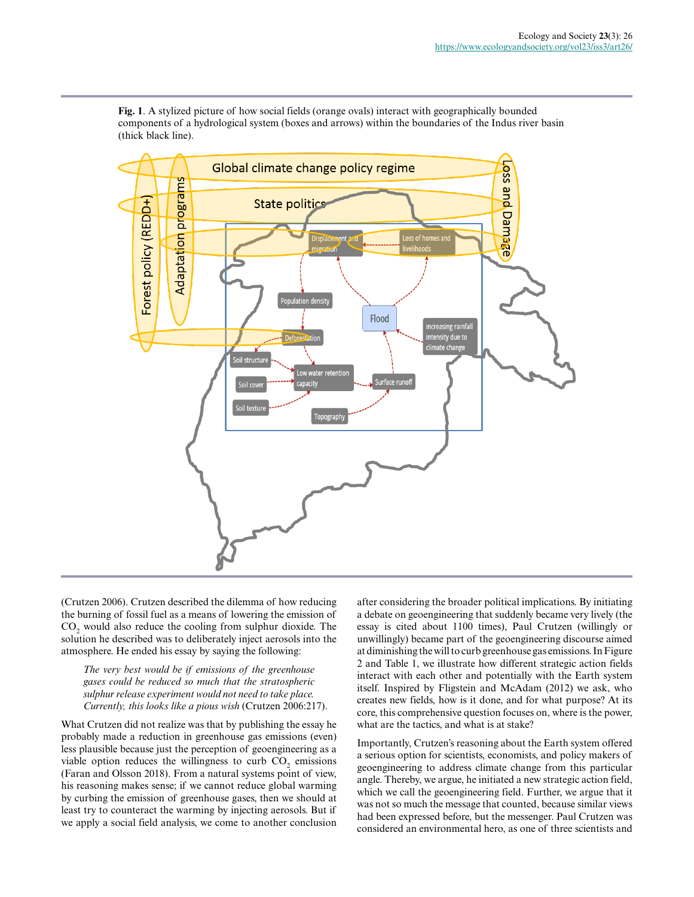**Fig. 1**. A stylized picture of how social fields (orange ovals) interact with geographically bounded components of a hydrological system (boxes and arrows) within the boundaries of the Indus river basin (thick black line).

(Crutzen 2006). Crutzen described the dilemma of how reducing the burning of fossil fuel as a means of lowering the emission of $CO_2$ would also reduce the cooling from sulphur dioxide. The solution he described was to deliberately inject aerosols into the atmosphere. He ended his essay by saying the following:

> *The very best would be if emissions of the greenhouse gases could be reduced so much that the stratospheric sulphur release experiment would not need to take place. Currently, this looks like a pious wish* (Crutzen 2006:217).

What Crutzen did not realize was that by publishing the essay he probably made a reduction in greenhouse gas emissions (even) less plausible because just the perception of geoengineering as a viable option reduces the willingness to curb $CO_2$ emissions (Faran and Olsson 2018). From a natural systems point of view, his reasoning makes sense; if we cannot reduce global warming by curbing the emission of greenhouse gases, then we should at least try to counteract the warming by injecting aerosols. But if we apply a social field analysis, we come to another conclusion after considering the broader political implications. By initiating a debate on geoengineering that suddenly became very lively (the essay is cited about 1100 times), Paul Crutzen (willingly or unwillingly) became part of the geoengineering discourse aimed at diminishing the will to curb greenhouse gas emissions. In Figure 2 and Table 1, we illustrate how different strategic action fields interact with each other and potentially with the Earth system itself. Inspired by Fligstein and McAdam (2012) we ask, who creates new fields, how is it done, and for what purpose? At its core, this comprehensive question focuses on, where is the power, what are the tactics, and what is at stake?

Importantly, Crutzen's reasoning about the Earth system offered a serious option for scientists, economists, and policy makers of geoengineering to address climate change from this particular angle. Thereby, we argue, he initiated a new strategic action field, which we call the geoengineering field. Further, we argue that it was not so much the message that counted, because similar views had been expressed before, but the messenger. Paul Crutzen was considered an environmental hero, as one of three scientists and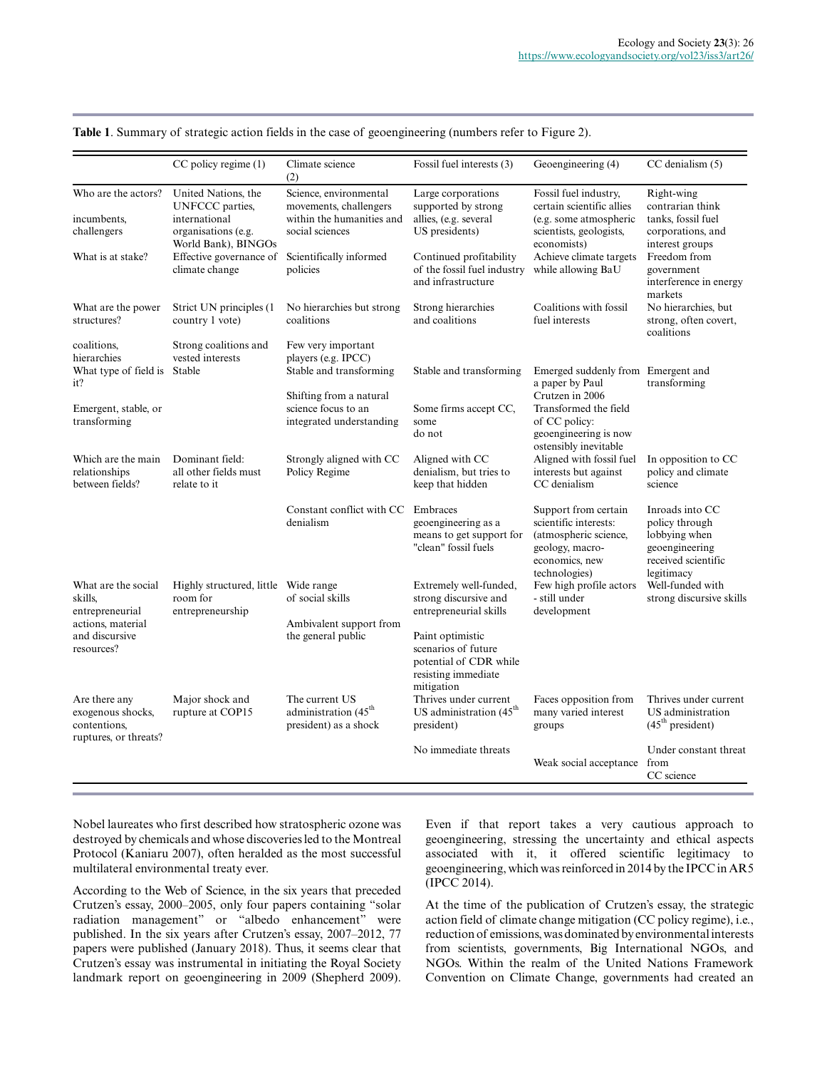**Table 1**. Summary of strategic action fields in the case of geoengineering (numbers refer to Figure 2).

| | CC policy regime (1) | Climate science (2) | Fossil fuel interests (3) | Geoengineering (4) | CC denialism (5) |
|---|---|---|---|---|---|
| Who are the actors? incumbents, challengers | United Nations, the UNFCCC parties, international organisations (e.g. World Bank), BINGOs | Science, environmental movements, challengers within the humanities and social sciences | Large corporations supported by strong allies, (e.g. several US presidents) | Fossil fuel industry, certain scientific allies (e.g. some atmospheric scientists, geologists, economists) | Right-wing contrarian think tanks, fossil fuel corporations, and interest groups |
| What is at stake? | Effective governance of climate change | Scientifically informed policies | Continued profitability of the fossil fuel industry and infrastructure | Achieve climate targets while allowing BaU | Freedom from government interference in energy markets |
| What are the power structures? coalitions, hierarchies | Strict UN principles (1 country 1 vote) Strong coalitions and vested interests | No hierarchies but strong coalitions Few very important players (e.g. IPCC) | Strong hierarchies and coalitions | Coalitions with fossil fuel interests | No hierarchies, but strong, often covert, coalitions |
| What type of field is it? Emergent, stable, or transforming | Stable | Stable and transforming Shifting from a natural science focus to an integrated understanding | Stable and transforming Some firms accept CC, some do not | Emerged suddenly from a paper by Paul Crutzen in 2006 Transformed the field of CC policy: geoengineering is now ostensibly inevitable | Emergent and transforming |
| Which are the main relationships between fields? | Dominant field: all other fields must relate to it | Strongly aligned with CC Policy Regime Constant conflict with CC denialism | Aligned with CC denialism, but tries to keep that hidden Embraces geoengineering as a means to get support for "clean" fossil fuels | Aligned with fossil fuel interests but against CC denialism Support from certain scientific interests: (atmospheric science, geology, macro-economics, new technologies) | In opposition to CC policy and climate science Inroads into CC policy through lobbying when geoengineering received scientific legitimacy |
| What are the social skills, entrepreneurial actions, material and discursive resources? | Highly structured, little room for entrepreneurship | Wide range of social skills Ambivalent support from the general public | Extremely well-funded, strong discursive and entrepreneurial skills Paint optimistic scenarios of future potential of CDR while resisting immediate mitigation | Few high profile actors - still under development | Well-funded with strong discursive skills |
| Are there any exogenous shocks, contentions, ruptures, or threats? | Major shock and rupture at COP15 | The current US administration (45th president) as a shock | Thrives under current US administration (45th president) No immediate threats | Faces opposition from many varied interest groups Weak social acceptance | Thrives under current US administration (45th president) Under constant threat from CC science |

Nobel laureates who first described how stratospheric ozone was destroyed by chemicals and whose discoveries led to the Montreal Protocol (Kaniaru 2007), often heralded as the most successful multilateral environmental treaty ever.

According to the Web of Science, in the six years that preceded Crutzen's essay, 2000–2005, only four papers containing "solar radiation management" or "albedo enhancement" were published. In the six years after Crutzen's essay, 2007–2012, 77 papers were published (January 2018). Thus, it seems clear that Crutzen's essay was instrumental in initiating the Royal Society landmark report on geoengineering in 2009 (Shepherd 2009). Even if that report takes a very cautious approach to geoengineering, stressing the uncertainty and ethical aspects associated with it, it offered scientific legitimacy to geoengineering, which was reinforced in 2014 by the IPCC in AR5 (IPCC 2014).

At the time of the publication of Crutzen's essay, the strategic action field of climate change mitigation (CC policy regime), i.e., reduction of emissions, was dominated by environmental interests from scientists, governments, Big International NGOs, and NGOs. Within the realm of the United Nations Framework Convention on Climate Change, governments had created an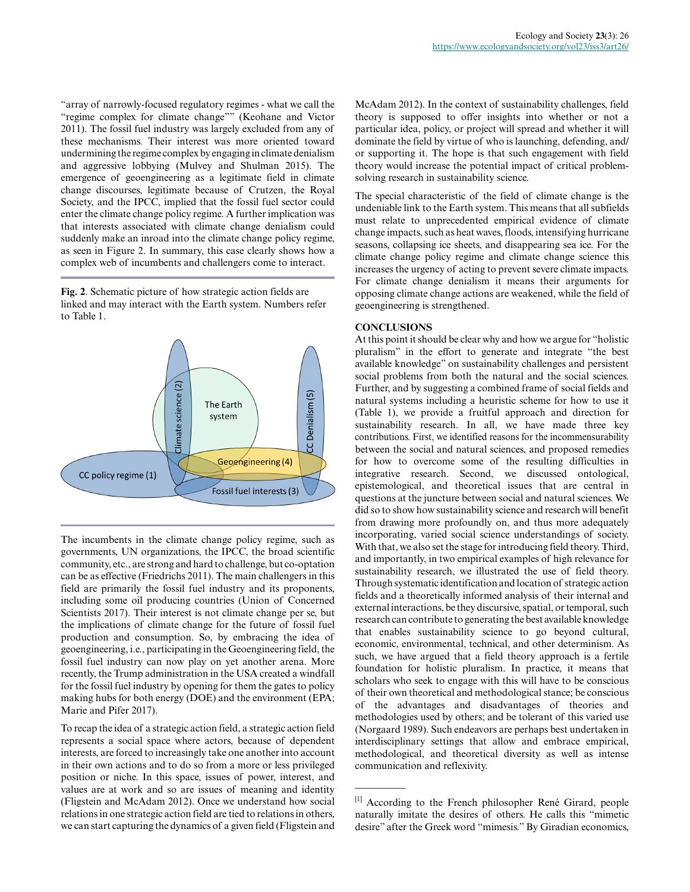"array of narrowly-focused regulatory regimes - what we call the "regime complex for climate change"" (Keohane and Victor 2011). The fossil fuel industry was largely excluded from any of these mechanisms. Their interest was more oriented toward undermining the regime complex by engaging in climate denialism and aggressive lobbying (Mulvey and Shulman 2015). The emergence of geoengineering as a legitimate field in climate change discourses, legitimate because of Crutzen, the Royal Society, and the IPCC, implied that the fossil fuel sector could enter the climate change policy regime. A further implication was that interests associated with climate change denialism could suddenly make an inroad into the climate change policy regime, as seen in Figure 2. In summary, this case clearly shows how a complex web of incumbents and challengers come to interact.

**Fig. 2**. Schematic picture of how strategic action fields are linked and may interact with the Earth system. Numbers refer to Table 1.

Climate science (2)
The Earth system
CC Denialism (5)
Geoengineering (4)
CC policy regime (1)
Fossil fuel interests (3)

The incumbents in the climate change policy regime, such as governments, UN organizations, the IPCC, the broad scientific community, etc., are strong and hard to challenge, but co-optation can be as effective (Friedrichs 2011). The main challengers in this field are primarily the fossil fuel industry and its proponents, including some oil producing countries (Union of Concerned Scientists 2017). Their interest is not climate change per se, but the implications of climate change for the future of fossil fuel production and consumption. So, by embracing the idea of geoengineering, i.e., participating in the Geoengineering field, the fossil fuel industry can now play on yet another arena. More recently, the Trump administration in the USA created a windfall for the fossil fuel industry by opening for them the gates to policy making hubs for both energy (DOE) and the environment (EPA; Marie and Pifer 2017).

To recap the idea of a strategic action field, a strategic action field represents a social space where actors, because of dependent interests, are forced to increasingly take one another into account in their own actions and to do so from a more or less privileged position or niche. In this space, issues of power, interest, and values are at work and so are issues of meaning and identity (Fligstein and McAdam 2012). Once we understand how social relations in one strategic action field are tied to relations in others, we can start capturing the dynamics of a given field (Fligstein and McAdam 2012). In the context of sustainability challenges, field theory is supposed to offer insights into whether or not a particular idea, policy, or project will spread and whether it will dominate the field by virtue of who is launching, defending, and/or supporting it. The hope is that such engagement with field theory would increase the potential impact of critical problem-solving research in sustainability science.

The special characteristic of the field of climate change is the undeniable link to the Earth system. This means that all subfields must relate to unprecedented empirical evidence of climate change impacts, such as heat waves, floods, intensifying hurricane seasons, collapsing ice sheets, and disappearing sea ice. For the climate change policy regime and climate change science this increases the urgency of acting to prevent severe climate impacts. For climate change denialism it means their arguments for opposing climate change actions are weakened, while the field of geoengineering is strengthened.

## CONCLUSIONS

At this point it should be clear why and how we argue for "holistic pluralism" in the effort to generate and integrate "the best available knowledge" on sustainability challenges and persistent social problems from both the natural and the social sciences. Further, and by suggesting a combined frame of social fields and natural systems including a heuristic scheme for how to use it (Table 1), we provide a fruitful approach and direction for sustainability research. In all, we have made three key contributions. First, we identified reasons for the incommensurability between the social and natural sciences, and proposed remedies for how to overcome some of the resulting difficulties in integrative research. Second, we discussed ontological, epistemological, and theoretical issues that are central in questions at the juncture between social and natural sciences. We did so to show how sustainability science and research will benefit from drawing more profoundly on, and thus more adequately incorporating, varied social science understandings of society. With that, we also set the stage for introducing field theory. Third, and importantly, in two empirical examples of high relevance for sustainability research, we illustrated the use of field theory. Through systematic identification and location of strategic action fields and a theoretically informed analysis of their internal and external interactions, be they discursive, spatial, or temporal, such research can contribute to generating the best available knowledge that enables sustainability science to go beyond cultural, economic, environmental, technical, and other determinism. As such, we have argued that a field theory approach is a fertile foundation for holistic pluralism. In practice, it means that scholars who seek to engage with this will have to be conscious of their own theoretical and methodological stance; be conscious of the advantages and disadvantages of theories and methodologies used by others; and be tolerant of this varied use (Norgaard 1989). Such endeavors are perhaps best undertaken in interdisciplinary settings that allow and embrace empirical, methodological, and theoretical diversity as well as intense communication and reflexivity.

---

[1] According to the French philosopher René Girard, people naturally imitate the desires of others. He calls this "mimetic desire" after the Greek word "mimesis." By Giradian economics,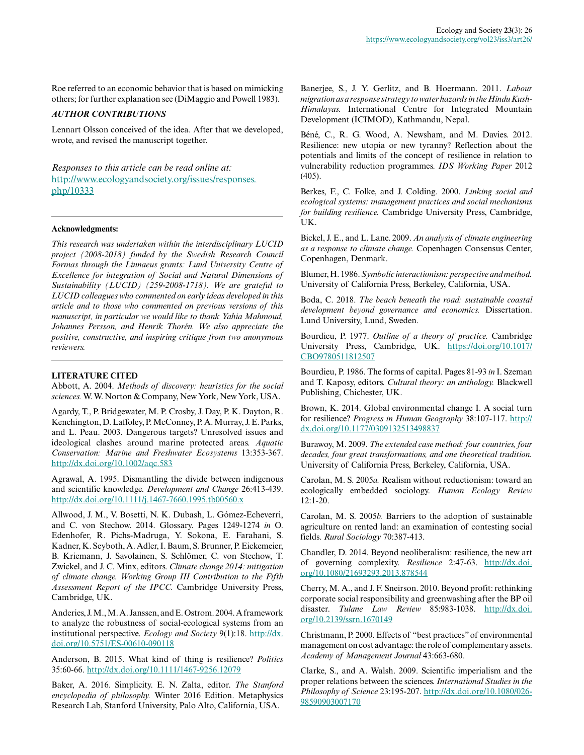Roe referred to an economic behavior that is based on mimicking others; for further explanation see (DiMaggio and Powell 1983).

### *AUTHOR CONTRIBUTIONS*

Lennart Olsson conceived of the idea. After that we developed, wrote, and revised the manuscript together.

*Responses to this article can be read online at:*
http://www.ecologyandsociety.org/issues/responses.php/10333

---

**Acknowledgments:**

*This research was undertaken within the interdisciplinary LUCID project (2008-2018) funded by the Swedish Research Council Formas through the Linnaeus grants: Lund University Centre of Excellence for integration of Social and Natural Dimensions of Sustainability (LUCID) (259-2008-1718). We are grateful to LUCID colleagues who commented on early ideas developed in this article and to those who commented on previous versions of this manuscript, in particular we would like to thank Yahia Mahmoud, Johannes Persson, and Henrik Thorén. We also appreciate the positive, constructive, and inspiring critique from two anonymous reviewers.*

---

### LITERATURE CITED

Abbott, A. 2004. *Methods of discovery: heuristics for the social sciences.* W. W. Norton & Company, New York, New York, USA.

Agardy, T., P. Bridgewater, M. P. Crosby, J. Day, P. K. Dayton, R. Kenchington, D. Laffoley, P. McConney, P. A. Murray, J. E. Parks, and L. Peau. 2003. Dangerous targets? Unresolved issues and ideological clashes around marine protected areas. *Aquatic Conservation: Marine and Freshwater Ecosystems* 13:353-367. http://dx.doi.org/10.1002/aqc.583

Agrawal, A. 1995. Dismantling the divide between indigenous and scientific knowledge. *Development and Change* 26:413-439. http://dx.doi.org/10.1111/j.1467-7660.1995.tb00560.x

Allwood, J. M., V. Bosetti, N. K. Dubash, L. Gómez-Echeverri, and C. von Stechow. 2014. Glossary. Pages 1249-1274 *in* O. Edenhofer, R. Pichs-Madruga, Y. Sokona, E. Farahani, S. Kadner, K. Seyboth, A. Adler, I. Baum, S. Brunner, P. Eickemeier, B. Kriemann, J. Savolainen, S. Schlömer, C. von Stechow, T. Zwickel, and J. C. Minx, editors. *Climate change 2014: mitigation of climate change. Working Group III Contribution to the Fifth Assessment Report of the IPCC.* Cambridge University Press, Cambridge, UK.

Anderies, J. M., M. A. Janssen, and E. Ostrom. 2004. A framework to analyze the robustness of social-ecological systems from an institutional perspective. *Ecology and Society* 9(1):18. http://dx.doi.org/10.5751/ES-00610-090118

Anderson, B. 2015. What kind of thing is resilience? *Politics* 35:60-66. http://dx.doi.org/10.1111/1467-9256.12079

Baker, A. 2016. Simplicity. E. N. Zalta, editor. *The Stanford encyclopedia of philosophy.* Winter 2016 Edition. Metaphysics Research Lab, Stanford University, Palo Alto, California, USA.

Banerjee, S., J. Y. Gerlitz, and B. Hoermann. 2011. *Labour migration as a response strategy to water hazards in the Hindu Kush-Himalayas.* International Centre for Integrated Mountain Development (ICIMOD), Kathmandu, Nepal.

Béné, C., R. G. Wood, A. Newsham, and M. Davies. 2012. Resilience: new utopia or new tyranny? Reflection about the potentials and limits of the concept of resilience in relation to vulnerability reduction programmes. *IDS Working Paper* 2012 (405).

Berkes, F., C. Folke, and J. Colding. 2000. *Linking social and ecological systems: management practices and social mechanisms for building resilience.* Cambridge University Press, Cambridge, UK.

Bickel, J. E., and L. Lane. 2009. *An analysis of climate engineering as a response to climate change.* Copenhagen Consensus Center, Copenhagen, Denmark.

Blumer, H. 1986. *Symbolic interactionism: perspective and method.* University of California Press, Berkeley, California, USA.

Boda, C. 2018. *The beach beneath the road: sustainable coastal development beyond governance and economics.* Dissertation. Lund University, Lund, Sweden.

Bourdieu, P. 1977. *Outline of a theory of practice.* Cambridge University Press, Cambridge, UK. https://doi.org/10.1017/CBO9780511812507

Bourdieu, P. 1986. The forms of capital. Pages 81-93 *in* I. Szeman and T. Kaposy, editors. *Cultural theory: an anthology.* Blackwell Publishing, Chichester, UK.

Brown, K. 2014. Global environmental change I. A social turn for resilience? *Progress in Human Geography* 38:107-117. http://dx.doi.org/10.1177/0309132513498837

Burawoy, M. 2009. *The extended case method: four countries, four decades, four great transformations, and one theoretical tradition.* University of California Press, Berkeley, California, USA.

Carolan, M. S. 2005*a.* Realism without reductionism: toward an ecologically embedded sociology. *Human Ecology Review* 12:1-20.

Carolan, M. S. 2005*b.* Barriers to the adoption of sustainable agriculture on rented land: an examination of contesting social fields. *Rural Sociology* 70:387-413.

Chandler, D. 2014. Beyond neoliberalism: resilience, the new art of governing complexity. *Resilience* 2:47-63. http://dx.doi.org/10.1080/21693293.2013.878544

Cherry, M. A., and J. F. Sneirson. 2010. Beyond profit: rethinking corporate social responsibility and greenwashing after the BP oil disaster. *Tulane Law Review* 85:983-1038. http://dx.doi.org/10.2139/ssrn.1670149

Christmann, P. 2000. Effects of "best practices" of environmental management on cost advantage: the role of complementary assets. *Academy of Management Journal* 43:663-680.

Clarke, S., and A. Walsh. 2009. Scientific imperialism and the proper relations between the sciences. *International Studies in the Philosophy of Science* 23:195-207. http://dx.doi.org/10.1080/02698590903007170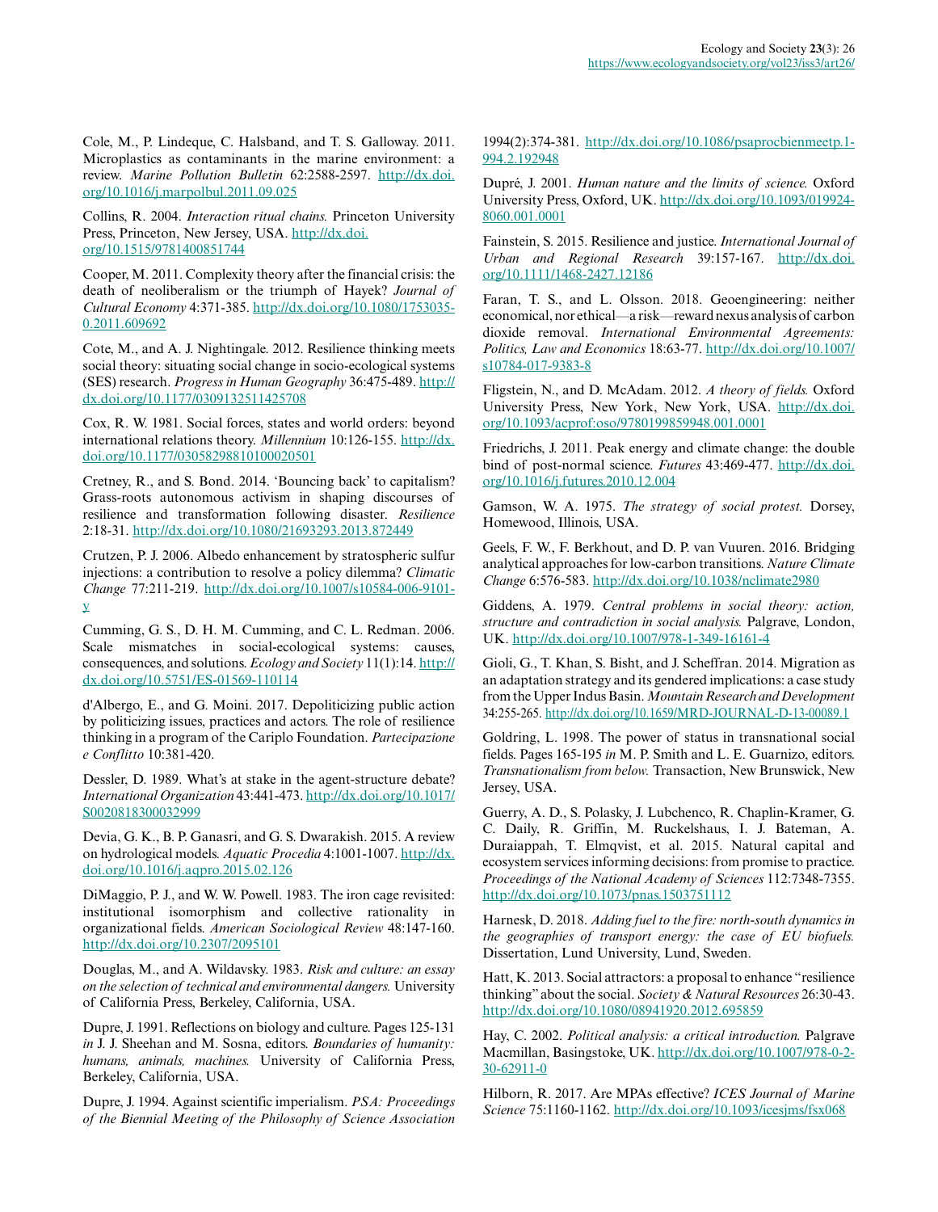Cole, M., P. Lindeque, C. Halsband, and T. S. Galloway. 2011. Microplastics as contaminants in the marine environment: a review. *Marine Pollution Bulletin* 62:2588-2597. http://dx.doi.org/10.1016/j.marpolbul.2011.09.025

Collins, R. 2004. *Interaction ritual chains.* Princeton University Press, Princeton, New Jersey, USA. http://dx.doi.org/10.1515/9781400851744

Cooper, M. 2011. Complexity theory after the financial crisis: the death of neoliberalism or the triumph of Hayek? *Journal of Cultural Economy* 4:371-385. http://dx.doi.org/10.1080/17530350.2011.609692

Cote, M., and A. J. Nightingale. 2012. Resilience thinking meets social theory: situating social change in socio-ecological systems (SES) research. *Progress in Human Geography* 36:475-489. http://dx.doi.org/10.1177/0309132511425708

Cox, R. W. 1981. Social forces, states and world orders: beyond international relations theory. *Millennium* 10:126-155. http://dx.doi.org/10.1177/03058298810100020501

Cretney, R., and S. Bond. 2014. 'Bouncing back' to capitalism? Grass-roots autonomous activism in shaping discourses of resilience and transformation following disaster. *Resilience* 2:18-31. http://dx.doi.org/10.1080/21693293.2013.872449

Crutzen, P. J. 2006. Albedo enhancement by stratospheric sulfur injections: a contribution to resolve a policy dilemma? *Climatic Change* 77:211-219. http://dx.doi.org/10.1007/s10584-006-9101-y

Cumming, G. S., D. H. M. Cumming, and C. L. Redman. 2006. Scale mismatches in social-ecological systems: causes, consequences, and solutions. *Ecology and Society* 11(1):14. http://dx.doi.org/10.5751/ES-01569-110114

d'Albergo, E., and G. Moini. 2017. Depoliticizing public action by politicizing issues, practices and actors. The role of resilience thinking in a program of the Cariplo Foundation. *Partecipazione e Conflitto* 10:381-420.

Dessler, D. 1989. What's at stake in the agent-structure debate? *International Organization* 43:441-473. http://dx.doi.org/10.1017/S0020818300032999

Devia, G. K., B. P. Ganasri, and G. S. Dwarakish. 2015. A review on hydrological models. *Aquatic Procedia* 4:1001-1007. http://dx.doi.org/10.1016/j.aqpro.2015.02.126

DiMaggio, P. J., and W. W. Powell. 1983. The iron cage revisited: institutional isomorphism and collective rationality in organizational fields. *American Sociological Review* 48:147-160. http://dx.doi.org/10.2307/2095101

Douglas, M., and A. Wildavsky. 1983. *Risk and culture: an essay on the selection of technical and environmental dangers.* University of California Press, Berkeley, California, USA.

Dupre, J. 1991. Reflections on biology and culture. Pages 125-131 *in* J. J. Sheehan and M. Sosna, editors. *Boundaries of humanity: humans, animals, machines.* University of California Press, Berkeley, California, USA.

Dupre, J. 1994. Against scientific imperialism. *PSA: Proceedings of the Biennial Meeting of the Philosophy of Science Association* 1994(2):374-381. http://dx.doi.org/10.1086/psaprocbienmeetp.1994.2.192948

Dupré, J. 2001. *Human nature and the limits of science.* Oxford University Press, Oxford, UK. http://dx.doi.org/10.1093/0199248060.001.0001

Fainstein, S. 2015. Resilience and justice. *International Journal of Urban and Regional Research* 39:157-167. http://dx.doi.org/10.1111/1468-2427.12186

Faran, T. S., and L. Olsson. 2018. Geoengineering: neither economical, nor ethical—a risk—reward nexus analysis of carbon dioxide removal. *International Environmental Agreements: Politics, Law and Economics* 18:63-77. http://dx.doi.org/10.1007/s10784-017-9383-8

Fligstein, N., and D. McAdam. 2012. *A theory of fields.* Oxford University Press, New York, New York, USA. http://dx.doi.org/10.1093/acprof:oso/9780199859948.001.0001

Friedrichs, J. 2011. Peak energy and climate change: the double bind of post-normal science. *Futures* 43:469-477. http://dx.doi.org/10.1016/j.futures.2010.12.004

Gamson, W. A. 1975. *The strategy of social protest.* Dorsey, Homewood, Illinois, USA.

Geels, F. W., F. Berkhout, and D. P. van Vuuren. 2016. Bridging analytical approaches for low-carbon transitions. *Nature Climate Change* 6:576-583. http://dx.doi.org/10.1038/nclimate2980

Giddens, A. 1979. *Central problems in social theory: action, structure and contradiction in social analysis.* Palgrave, London, UK. http://dx.doi.org/10.1007/978-1-349-16161-4

Gioli, G., T. Khan, S. Bisht, and J. Scheffran. 2014. Migration as an adaptation strategy and its gendered implications: a case study from the Upper Indus Basin. *Mountain Research and Development* 34:255-265. http://dx.doi.org/10.1659/MRD-JOURNAL-D-13-00089.1

Goldring, L. 1998. The power of status in transnational social fields. Pages 165-195 *in* M. P. Smith and L. E. Guarnizo, editors. *Transnationalism from below.* Transaction, New Brunswick, New Jersey, USA.

Guerry, A. D., S. Polasky, J. Lubchenco, R. Chaplin-Kramer, G. C. Daily, R. Griffin, M. Ruckelshaus, I. J. Bateman, A. Duraiappah, T. Elmqvist, et al. 2015. Natural capital and ecosystem services informing decisions: from promise to practice. *Proceedings of the National Academy of Sciences* 112:7348-7355. http://dx.doi.org/10.1073/pnas.1503751112

Harnesk, D. 2018. *Adding fuel to the fire: north-south dynamics in the geographies of transport energy: the case of EU biofuels.* Dissertation, Lund University, Lund, Sweden.

Hatt, K. 2013. Social attractors: a proposal to enhance "resilience thinking" about the social. *Society & Natural Resources* 26:30-43. http://dx.doi.org/10.1080/08941920.2012.695859

Hay, C. 2002. *Political analysis: a critical introduction.* Palgrave Macmillan, Basingstoke, UK. http://dx.doi.org/10.1007/978-0-230-62911-0

Hilborn, R. 2017. Are MPAs effective? *ICES Journal of Marine Science* 75:1160-1162. http://dx.doi.org/10.1093/icesjms/fsx068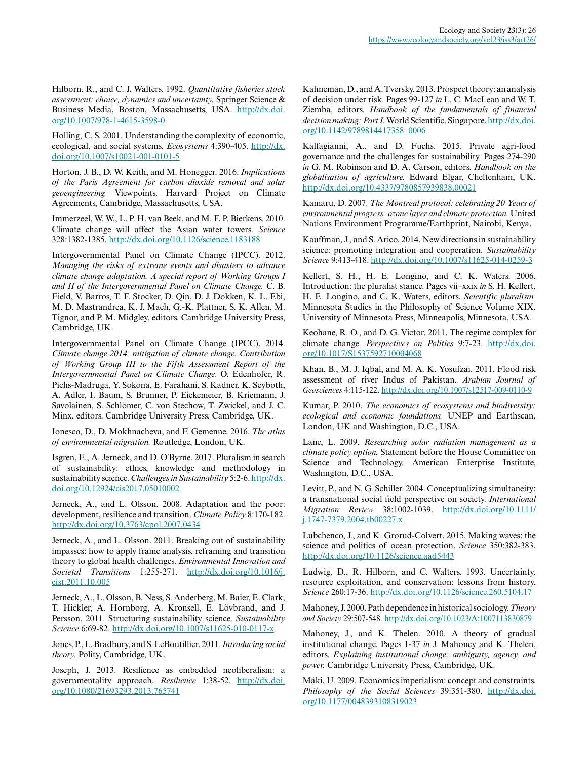Hilborn, R., and C. J. Walters. 1992. *Quantitative fisheries stock assessment: choice, dynamics and uncertainty.* Springer Science & Business Media, Boston, Massachusetts, USA. http://dx.doi.org/10.1007/978-1-4615-3598-0

Holling, C. S. 2001. Understanding the complexity of economic, ecological, and social systems. *Ecosystems* 4:390-405. http://dx.doi.org/10.1007/s10021-001-0101-5

Horton, J. B., D. W. Keith, and M. Honegger. 2016. *Implications of the Paris Agreement for carbon dioxide removal and solar geoengineering.* Viewpoints. Harvard Project on Climate Agreements, Cambridge, Massachusetts, USA.

Immerzeel, W. W., L. P. H. van Beek, and M. F. P. Bierkens. 2010. Climate change will affect the Asian water towers. *Science* 328:1382-1385. http://dx.doi.org/10.1126/science.1183188

Intergovernmental Panel on Climate Change (IPCC). 2012. *Managing the risks of extreme events and disasters to advance climate change adaptation. A special report of Working Groups I and II of the Intergovernmental Panel on Climate Change.* C. B. Field, V. Barros, T. F. Stocker, D. Qin, D. J. Dokken, K. L. Ebi, M. D. Mastrandrea, K. J. Mach, G.-K. Plattner, S. K. Allen, M. Tignor, and P. M. Midgley, editors. Cambridge University Press, Cambridge, UK.

Intergovernmental Panel on Climate Change (IPCC). 2014. *Climate change 2014: mitigation of climate change. Contribution of Working Group III to the Fifth Assessment Report of the Intergovernmental Panel on Climate Change.* O. Edenhofer, R. Pichs-Madruga, Y. Sokona, E. Farahani, S. Kadner, K. Seyboth, A. Adler, I. Baum, S. Brunner, P. Eickemeier, B. Kriemann, J. Savolainen, S. Schlömer, C. von Stechow, T. Zwickel, and J. C. Minx, editors. Cambridge University Press, Cambridge, UK.

Ionesco, D., D. Mokhnacheva, and F. Gemenne. 2016. *The atlas of environmental migration.* Routledge, London, UK.

Isgren, E., A. Jerneck, and D. O'Byrne. 2017. Pluralism in search of sustainability: ethics, knowledge and methodology in sustainability science. *Challenges in Sustainability* 5:2-6. http://dx.doi.org/10.12924/cis2017.05010002

Jerneck, A., and L. Olsson. 2008. Adaptation and the poor: development, resilience and transition. *Climate Policy* 8:170-182. http://dx.doi.org/10.3763/cpol.2007.0434

Jerneck, A., and L. Olsson. 2011. Breaking out of sustainability impasses: how to apply frame analysis, reframing and transition theory to global health challenges. *Environmental Innovation and Societal Transitions* 1:255-271. http://dx.doi.org/10.1016/j.eist.2011.10.005

Jerneck, A., L. Olsson, B. Ness, S. Anderberg, M. Baier, E. Clark, T. Hickler, A. Hornborg, A. Kronsell, E. Lövbrand, and J. Persson. 2011. Structuring sustainability science. *Sustainability Science* 6:69-82. http://dx.doi.org/10.1007/s11625-010-0117-x

Jones, P., L. Bradbury, and S. LeBoutillier. 2011. *Introducing social theory.* Polity, Cambridge, UK.

Joseph, J. 2013. Resilience as embedded neoliberalism: a governmentality approach. *Resilience* 1:38-52. http://dx.doi.org/10.1080/21693293.2013.765741

Kahneman, D., and A. Tversky. 2013. Prospect theory: an analysis of decision under risk. Pages 99-127 *in* L. C. MacLean and W. T. Ziemba, editors. *Handbook of the fundamentals of financial decision making: Part I.* World Scientific, Singapore. http://dx.doi.org/10.1142/9789814417358_0006

Kalfagianni, A., and D. Fuchs. 2015. Private agri-food governance and the challenges for sustainability. Pages 274-290 *in* G. M. Robinson and D. A. Carson, editors. *Handbook on the globalisation of agriculture.* Edward Elgar, Cheltenham, UK. http://dx.doi.org/10.4337/9780857939838.00021

Kaniaru, D. 2007. *The Montreal protocol: celebrating 20 Years of environmental progress: ozone layer and climate protection.* United Nations Environment Programme/Earthprint, Nairobi, Kenya.

Kauffman, J., and S. Arico. 2014. New directions in sustainability science: promoting integration and cooperation. *Sustainability Science* 9:413-418. http://dx.doi.org/10.1007/s11625-014-0259-3

Kellert, S. H., H. E. Longino, and C. K. Waters. 2006. Introduction: the pluralist stance. Pages vii–xxix *in* S. H. Kellert, H. E. Longino, and C. K. Waters, editors. *Scientific pluralism.* Minnesota Studies in the Philosophy of Science Volume XIX. University of Minnesota Press, Minneapolis, Minnesota, USA.

Keohane, R. O., and D. G. Victor. 2011. The regime complex for climate change. *Perspectives on Politics* 9:7-23. http://dx.doi.org/10.1017/S1537592710004068

Khan, B., M. J. Iqbal, and M. A. K. Yosufzai. 2011. Flood risk assessment of river Indus of Pakistan. *Arabian Journal of Geosciences* 4:115-122. http://dx.doi.org/10.1007/s12517-009-0110-9

Kumar, P. 2010. *The economics of ecosystems and biodiversity: ecological and economic foundations.* UNEP and Earthscan, London, UK and Washington, D.C., USA.

Lane, L. 2009. *Researching solar radiation management as a climate policy option.* Statement before the House Committee on Science and Technology. American Enterprise Institute, Washington, D.C., USA.

Levitt, P., and N. G. Schiller. 2004. Conceptualizing simultaneity: a transnational social field perspective on society. *International Migration Review* 38:1002-1039. http://dx.doi.org/10.1111/j.1747-7379.2004.tb00227.x

Lubchenco, J., and K. Grorud-Colvert. 2015. Making waves: the science and politics of ocean protection. *Science* 350:382-383. http://dx.doi.org/10.1126/science.aad5443

Ludwig, D., R. Hilborn, and C. Walters. 1993. Uncertainty, resource exploitation, and conservation: lessons from history. *Science* 260:17-36. http://dx.doi.org/10.1126/science.260.5104.17

Mahoney, J. 2000. Path dependence in historical sociology. *Theory and Society* 29:507-548. http://dx.doi.org/10.1023/A:1007113830879

Mahoney, J., and K. Thelen. 2010. A theory of gradual institutional change. Pages 1-37 *in* J. Mahoney and K. Thelen, editors. *Explaining institutional change: ambiguity, agency, and power.* Cambridge University Press, Cambridge, UK.

Mäki, U. 2009. Economics imperialism: concept and constraints. *Philosophy of the Social Sciences* 39:351-380. http://dx.doi.org/10.1177/0048393108319023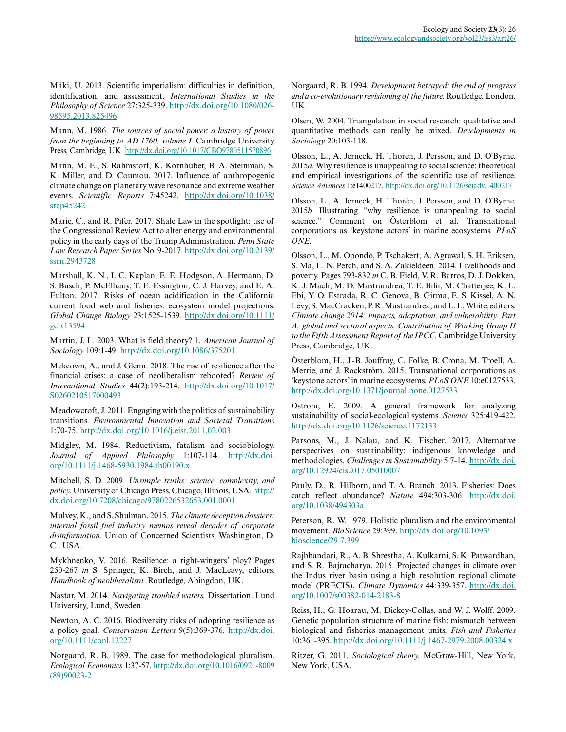Mäki, U. 2013. Scientific imperialism: difficulties in definition, identification, and assessment. *International Studies in the Philosophy of Science* 27:325-339. http://dx.doi.org/10.1080/02698595.2013.825496

Mann, M. 1986. *The sources of social power: a history of power from the beginning to AD 1760, volume I.* Cambridge University Press, Cambridge, UK. http://dx.doi.org/10.1017/CBO9780511570896

Mann, M. E., S. Rahmstorf, K. Kornhuber, B. A. Steinman, S. K. Miller, and D. Coumou. 2017. Influence of anthropogenic climate change on planetary wave resonance and extreme weather events. *Scientific Reports* 7:45242. http://dx.doi.org/10.1038/srep45242

Marie, C., and R. Pifer. 2017. Shale Law in the spotlight: use of the Congressional Review Act to alter energy and environmental policy in the early days of the Trump Administration. *Penn State Law Research Paper Series* No. 9-2017. http://dx.doi.org/10.2139/ssrn.2943728

Marshall, K. N., I. C. Kaplan, E. E. Hodgson, A. Hermann, D. S. Busch, P. McElhany, T. E. Essington, C. J. Harvey, and E. A. Fulton. 2017. Risks of ocean acidification in the California current food web and fisheries: ecosystem model projections. *Global Change Biology* 23:1525-1539. http://dx.doi.org/10.1111/gcb.13594

Martin, J. L. 2003. What is field theory? 1. *American Journal of Sociology* 109:1-49. http://dx.doi.org/10.1086/375201

Mckeown, A., and J. Glenn. 2018. The rise of resilience after the financial crises: a case of neoliberalism rebooted? *Review of International Studies* 44(2):193-214. http://dx.doi.org/10.1017/S0260210517000493

Meadowcroft, J. 2011. Engaging with the politics of sustainability transitions. *Environmental Innovation and Societal Transitions* 1:70-75. http://dx.doi.org/10.1016/j.eist.2011.02.003

Midgley, M. 1984. Reductivism, fatalism and sociobiology. *Journal of Applied Philosophy* 1:107-114. http://dx.doi.org/10.1111/j.1468-5930.1984.tb00190.x

Mitchell, S. D. 2009. *Unsimple truths: science, complexity, and policy.* University of Chicago Press, Chicago, Illinois, USA. http://dx.doi.org/10.7208/chicago/9780226532653.001.0001

Mulvey, K., and S. Shulman. 2015. *The climate deception dossiers: internal fossil fuel industry memos reveal decades of corporate disinformation.* Union of Concerned Scientists, Washington, D. C., USA.

Mykhnenko, V. 2016. Resilience: a right-wingers' ploy? Pages 250-267 *in* S. Springer, K. Birch, and J. MacLeavy, editors. *Handbook of neoliberalism.* Routledge, Abingdon, UK.

Nastar, M. 2014. *Navigating troubled waters.* Dissertation. Lund University, Lund, Sweden.

Newton, A. C. 2016. Biodiversity risks of adopting resilience as a policy goal. *Conservation Letters* 9(5):369-376. http://dx.doi.org/10.1111/conl.12227

Norgaard, R. B. 1989. The case for methodological pluralism. *Ecological Economics* 1:37-57. http://dx.doi.org/10.1016/0921-8009(89)90023-2

Norgaard, R. B. 1994. *Development betrayed: the end of progress and a co-evolutionary revisioning of the future.* Routledge, London, UK.

Olsen, W. 2004. Triangulation in social research: qualitative and quantitative methods can really be mixed. *Developments in Sociology* 20:103-118.

Olsson, L., A. Jerneck, H. Thoren, J. Persson, and D. O'Byrne. 2015*a.* Why resilience is unappealing to social science: theoretical and empirical investigations of the scientific use of resilience. *Science Advances* 1:e1400217. http://dx.doi.org/10.1126/sciadv.1400217

Olsson, L., A. Jerneck, H. Thorén, J. Persson, and D. O'Byrne. 2015*b.* Illustrating "why resilience is unappealing to social science." Comment on Österblom et al. Transnational corporations as 'keystone actors' in marine ecosystems. *PLoS ONE.*

Olsson, L., M. Opondo, P. Tschakert, A. Agrawal, S. H. Eriksen, S. Ma, L. N. Perch, and S. A. Zakieldeen. 2014. Livelihoods and poverty. Pages 793-832 *in* C. B. Field, V. R. Barros, D. J. Dokken, K. J. Mach, M. D. Mastrandrea, T. E. Bilir, M. Chatterjee, K. L. Ebi, Y. O. Estrada, R. C. Genova, B. Girma, E. S. Kissel, A. N. Levy, S. MacCracken, P. R. Mastrandrea, and L. L. White, editors. *Climate change 2014: impacts, adaptation, and vulnerability. Part A: global and sectoral aspects. Contribution of Working Group II to the Fifth Assessment Report of the IPCC.* Cambridge University Press, Cambridge, UK.

Österblom, H., J.-B. Jouffray, C. Folke, B. Crona, M. Troell, A. Merrie, and J. Rockström. 2015. Transnational corporations as 'keystone actors' in marine ecosystems. *PLoS ONE* 10:e0127533. http://dx.doi.org/10.1371/journal.pone.0127533

Ostrom, E. 2009. A general framework for analyzing sustainability of social-ecological systems. *Science* 325:419-422. http://dx.doi.org/10.1126/science.1172133

Parsons, M., J. Nalau, and K. Fischer. 2017. Alternative perspectives on sustainability: indigenous knowledge and methodologies. *Challenges in Sustainability* 5:7-14. http://dx.doi.org/10.12924/cis2017.05010007

Pauly, D., R. Hilborn, and T. A. Branch. 2013. Fisheries: Does catch reflect abundance? *Nature* 494:303-306. http://dx.doi.org/10.1038/494303a

Peterson, R. W. 1979. Holistic pluralism and the environmental movement. *BioScience* 29:399. http://dx.doi.org/10.1093/bioscience/29.7.399

Rajbhandari, R., A. B. Shrestha, A. Kulkarni, S. K. Patwardhan, and S. R. Bajracharya. 2015. Projected changes in climate over the Indus river basin using a high resolution regional climate model (PRECIS). *Climate Dynamics* 44:339-357. http://dx.doi.org/10.1007/s00382-014-2183-8

Reiss, H., G. Hoarau, M. Dickey-Collas, and W. J. Wolff. 2009. Genetic population structure of marine fish: mismatch between biological and fisheries management units. *Fish and Fisheries* 10:361-395. http://dx.doi.org/10.1111/j.1467-2979.2008.00324.x

Ritzer, G. 2011. *Sociological theory.* McGraw-Hill, New York, New York, USA.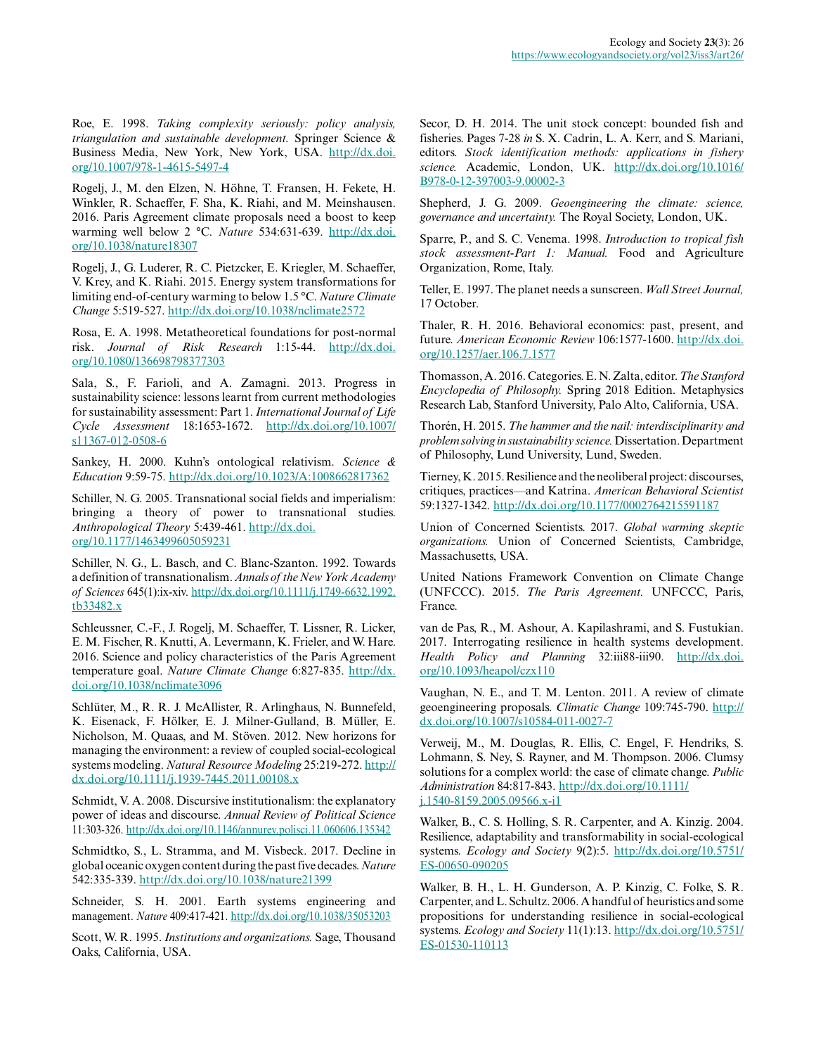Roe, E. 1998. *Taking complexity seriously: policy analysis, triangulation and sustainable development.* Springer Science & Business Media, New York, New York, USA. http://dx.doi.org/10.1007/978-1-4615-5497-4

Rogelj, J., M. den Elzen, N. Höhne, T. Fransen, H. Fekete, H. Winkler, R. Schaeffer, F. Sha, K. Riahi, and M. Meinshausen. 2016. Paris Agreement climate proposals need a boost to keep warming well below 2 °C. *Nature* 534:631-639. http://dx.doi.org/10.1038/nature18307

Rogelj, J., G. Luderer, R. C. Pietzcker, E. Kriegler, M. Schaeffer, V. Krey, and K. Riahi. 2015. Energy system transformations for limiting end-of-century warming to below 1.5 °C. *Nature Climate Change* 5:519-527. http://dx.doi.org/10.1038/nclimate2572

Rosa, E. A. 1998. Metatheoretical foundations for post-normal risk. *Journal of Risk Research* 1:15-44. http://dx.doi.org/10.1080/136698798377303

Sala, S., F. Farioli, and A. Zamagni. 2013. Progress in sustainability science: lessons learnt from current methodologies for sustainability assessment: Part 1. *International Journal of Life Cycle Assessment* 18:1653-1672. http://dx.doi.org/10.1007/s11367-012-0508-6

Sankey, H. 2000. Kuhn's ontological relativism. *Science & Education* 9:59-75. http://dx.doi.org/10.1023/A:1008662817362

Schiller, N. G. 2005. Transnational social fields and imperialism: bringing a theory of power to transnational studies. *Anthropological Theory* 5:439-461. http://dx.doi.org/10.1177/1463499605059231

Schiller, N. G., L. Basch, and C. Blanc-Szanton. 1992. Towards a definition of transnationalism. *Annals of the New York Academy of Sciences* 645(1):ix-xiv. http://dx.doi.org/10.1111/j.1749-6632.1992.tb33482.x

Schleussner, C.-F., J. Rogelj, M. Schaeffer, T. Lissner, R. Licker, E. M. Fischer, R. Knutti, A. Levermann, K. Frieler, and W. Hare. 2016. Science and policy characteristics of the Paris Agreement temperature goal. *Nature Climate Change* 6:827-835. http://dx.doi.org/10.1038/nclimate3096

Schlüter, M., R. R. J. McAllister, R. Arlinghaus, N. Bunnefeld, K. Eisenack, F. Hölker, E. J. Milner-Gulland, B. Müller, E. Nicholson, M. Quaas, and M. Stöven. 2012. New horizons for managing the environment: a review of coupled social-ecological systems modeling. *Natural Resource Modeling* 25:219-272. http://dx.doi.org/10.1111/j.1939-7445.2011.00108.x

Schmidt, V. A. 2008. Discursive institutionalism: the explanatory power of ideas and discourse. *Annual Review of Political Science* 11:303-326. http://dx.doi.org/10.1146/annurev.polisci.11.060606.135342

Schmidtko, S., L. Stramma, and M. Visbeck. 2017. Decline in global oceanic oxygen content during the past five decades. *Nature* 542:335-339. http://dx.doi.org/10.1038/nature21399

Schneider, S. H. 2001. Earth systems engineering and management. *Nature* 409:417-421. http://dx.doi.org/10.1038/35053203

Scott, W. R. 1995. *Institutions and organizations.* Sage, Thousand Oaks, California, USA.

Secor, D. H. 2014. The unit stock concept: bounded fish and fisheries. Pages 7-28 *in* S. X. Cadrin, L. A. Kerr, and S. Mariani, editors. *Stock identification methods: applications in fishery science.* Academic, London, UK. http://dx.doi.org/10.1016/B978-0-12-397003-9.00002-3

Shepherd, J. G. 2009. *Geoengineering the climate: science, governance and uncertainty.* The Royal Society, London, UK.

Sparre, P., and S. C. Venema. 1998. *Introduction to tropical fish stock assessment-Part 1: Manual.* Food and Agriculture Organization, Rome, Italy.

Teller, E. 1997. The planet needs a sunscreen. *Wall Street Journal,* 17 October.

Thaler, R. H. 2016. Behavioral economics: past, present, and future. *American Economic Review* 106:1577-1600. http://dx.doi.org/10.1257/aer.106.7.1577

Thomasson, A. 2016. Categories. E. N. Zalta, editor. *The Stanford Encyclopedia of Philosophy.* Spring 2018 Edition. Metaphysics Research Lab, Stanford University, Palo Alto, California, USA.

Thorén, H. 2015. *The hammer and the nail: interdisciplinarity and problem solving in sustainability science.* Dissertation. Department of Philosophy, Lund University, Lund, Sweden.

Tierney, K. 2015. Resilience and the neoliberal project: discourses, critiques, practices—and Katrina. *American Behavioral Scientist* 59:1327-1342. http://dx.doi.org/10.1177/0002764215591187

Union of Concerned Scientists. 2017. *Global warming skeptic organizations.* Union of Concerned Scientists, Cambridge, Massachusetts, USA.

United Nations Framework Convention on Climate Change (UNFCCC). 2015. *The Paris Agreement.* UNFCCC, Paris, France.

van de Pas, R., M. Ashour, A. Kapilashrami, and S. Fustukian. 2017. Interrogating resilience in health systems development. *Health Policy and Planning* 32:iii88-iii90. http://dx.doi.org/10.1093/heapol/czx110

Vaughan, N. E., and T. M. Lenton. 2011. A review of climate geoengineering proposals. *Climatic Change* 109:745-790. http://dx.doi.org/10.1007/s10584-011-0027-7

Verweij, M., M. Douglas, R. Ellis, C. Engel, F. Hendriks, S. Lohmann, S. Ney, S. Rayner, and M. Thompson. 2006. Clumsy solutions for a complex world: the case of climate change. *Public Administration* 84:817-843. http://dx.doi.org/10.1111/j.1540-8159.2005.09566.x-i1

Walker, B., C. S. Holling, S. R. Carpenter, and A. Kinzig. 2004. Resilience, adaptability and transformability in social-ecological systems. *Ecology and Society* 9(2):5. http://dx.doi.org/10.5751/ES-00650-090205

Walker, B. H., L. H. Gunderson, A. P. Kinzig, C. Folke, S. R. Carpenter, and L. Schultz. 2006. A handful of heuristics and some propositions for understanding resilience in social-ecological systems. *Ecology and Society* 11(1):13. http://dx.doi.org/10.5751/ES-01530-110113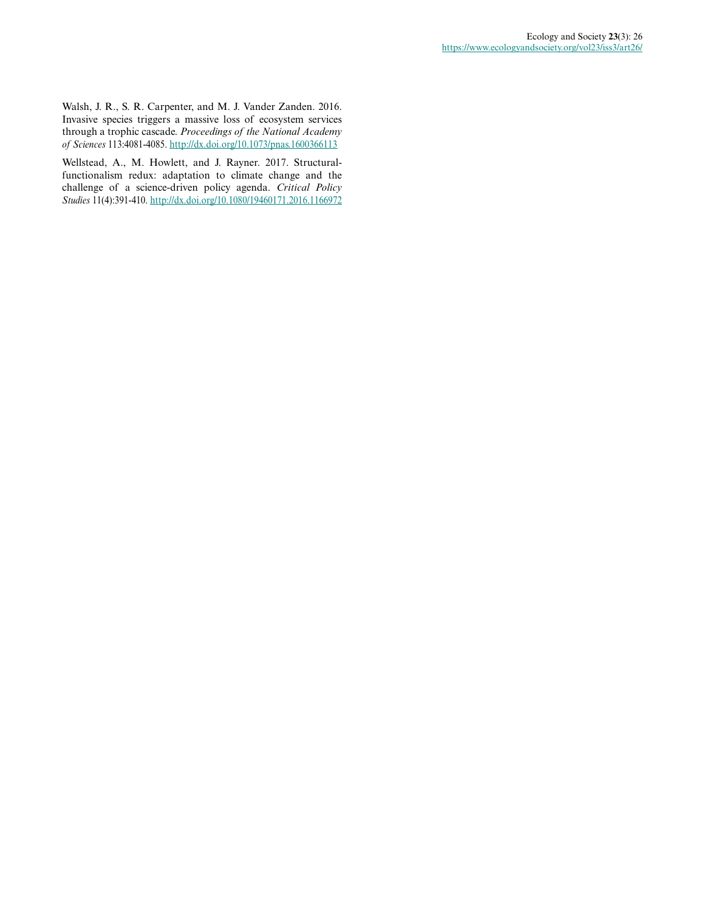Walsh, J. R., S. R. Carpenter, and M. J. Vander Zanden. 2016. Invasive species triggers a massive loss of ecosystem services through a trophic cascade. *Proceedings of the National Academy of Sciences* 113:4081-4085. http://dx.doi.org/10.1073/pnas.1600366113

Wellstead, A., M. Howlett, and J. Rayner. 2017. Structural-functionalism redux: adaptation to climate change and the challenge of a science-driven policy agenda. *Critical Policy Studies* 11(4):391-410. http://dx.doi.org/10.1080/19460171.2016.1166972